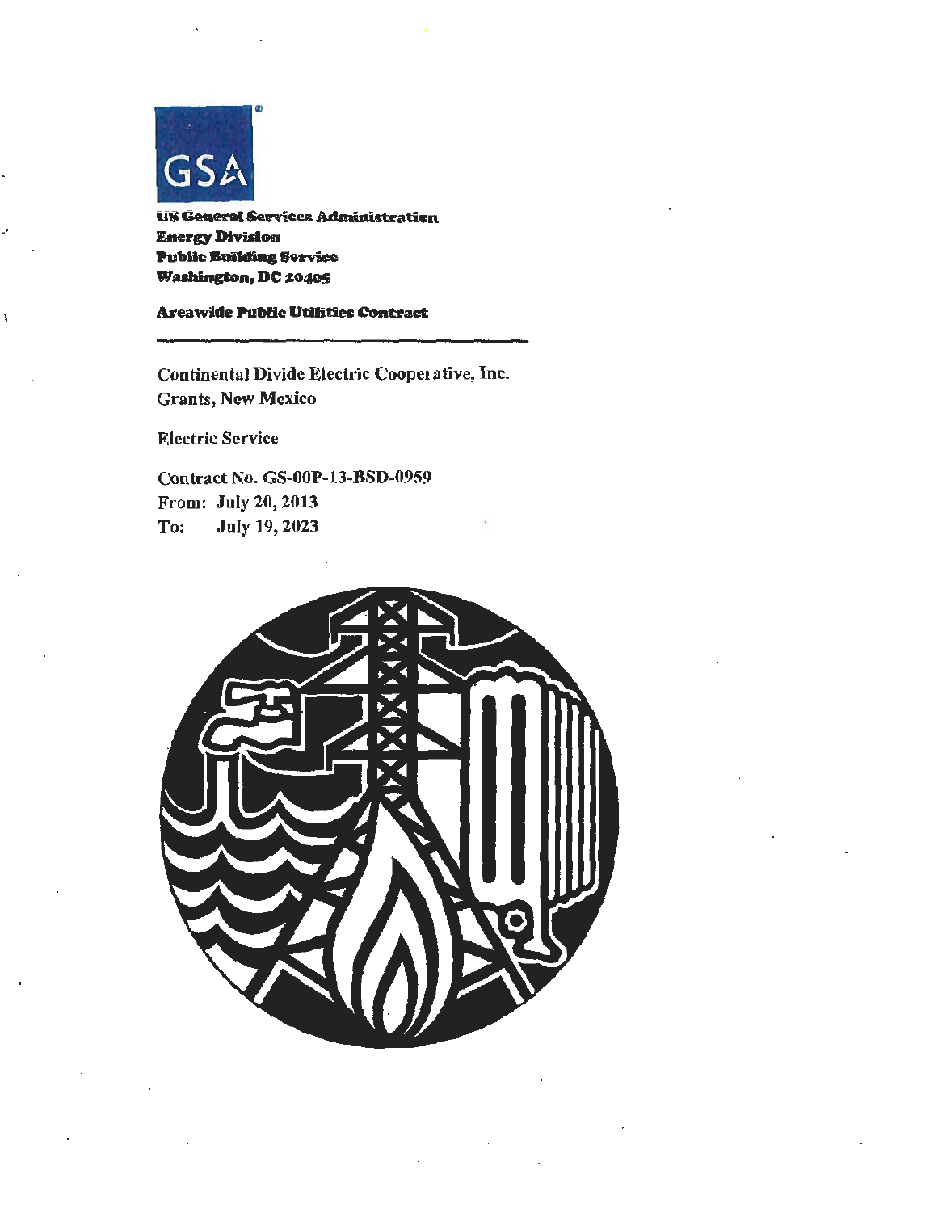GSA

**US General Services Administration**
**Energy Division**
**Public Building Service**
**Washington, DC 20405**

**Areawide Public Utilities Contract**

---

Continental Divide Electric Cooperative, Inc.
Grants, New Mexico

Electric Service

Contract No. GS-00P-13-BSD-0959
From: July 20, 2013
To: July 19, 2023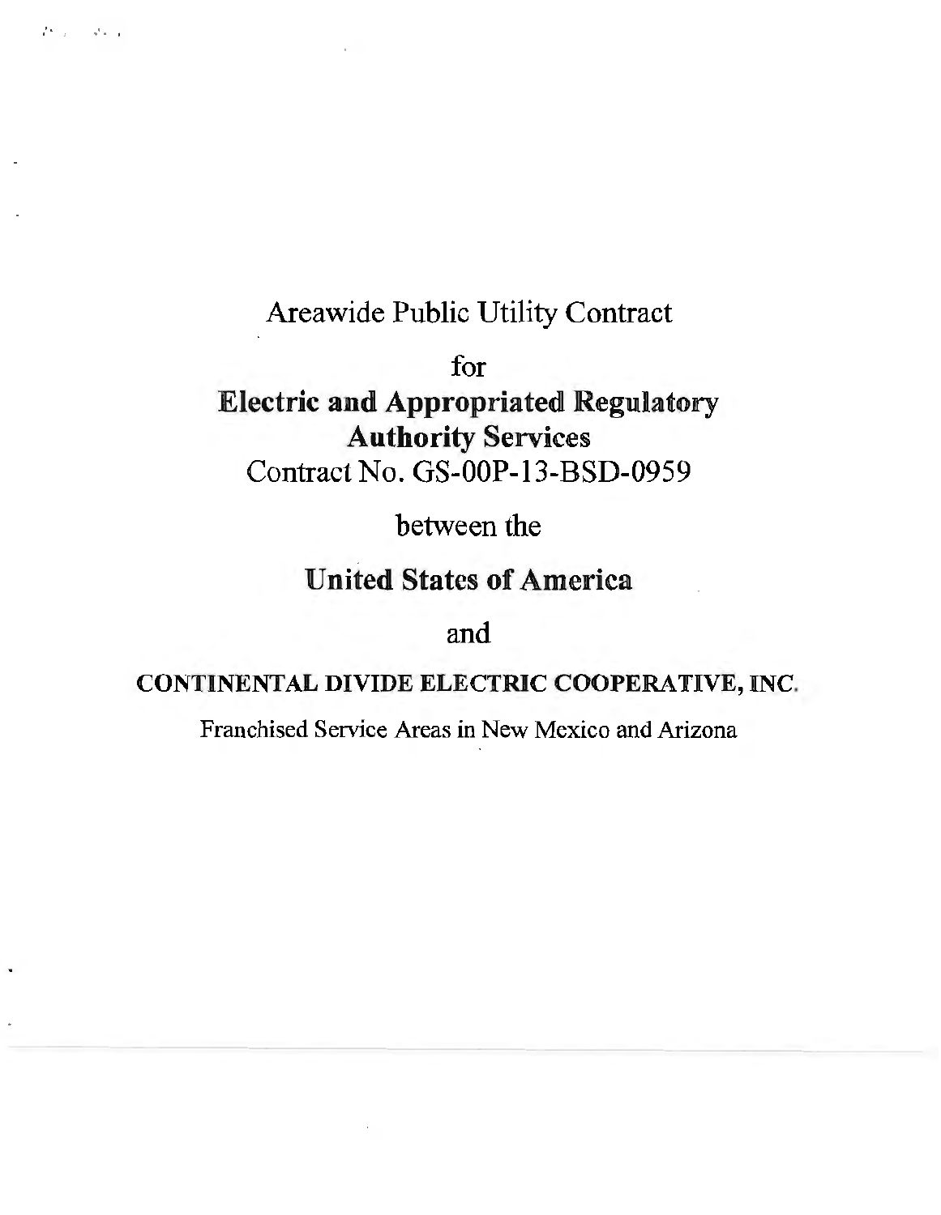# Areawide Public Utility Contract

for

**Electric and Appropriated Regulatory Authority Services**

Contract No. GS-00P-13-BSD-0959

between the

**United States of America**

and

**CONTINENTAL DIVIDE ELECTRIC COOPERATIVE, INC.**

Franchised Service Areas in New Mexico and Arizona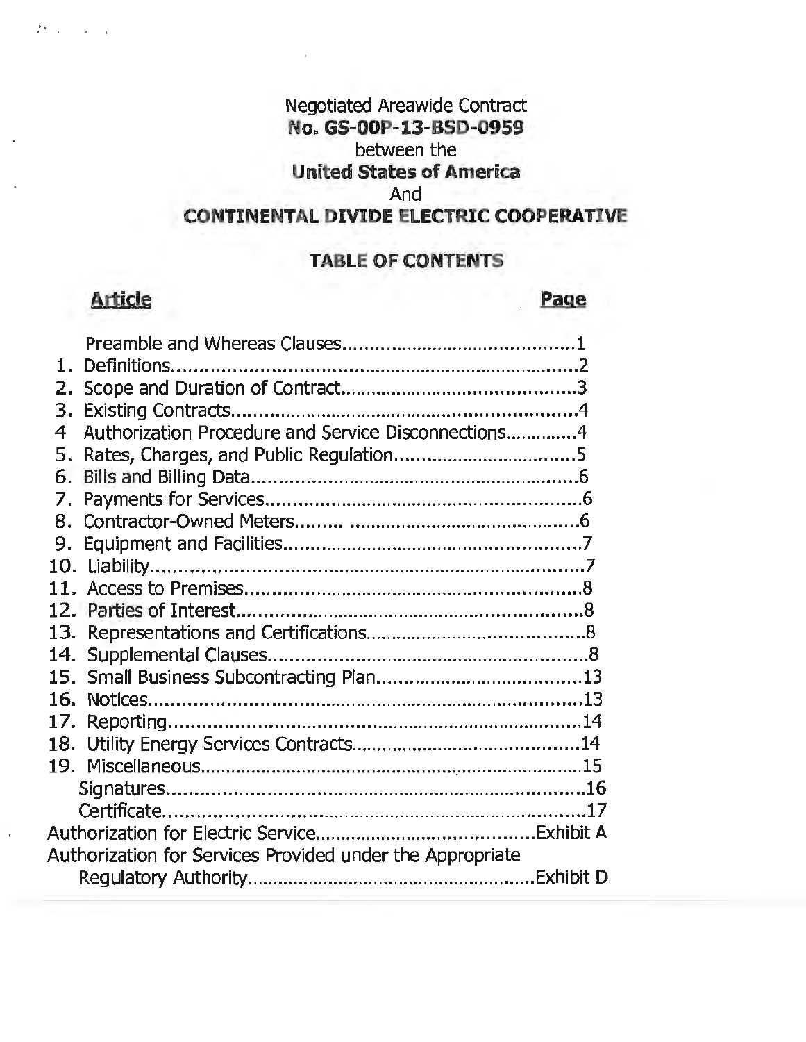Negotiated Areawide Contract
**No. GS-00P-13-BSD-0959**
between the
**United States of America**
And
**CONTINENTAL DIVIDE ELECTRIC COOPERATIVE**

## TABLE OF CONTENTS

| Article | Page |
|---|---|
| Preamble and Whereas Clauses | 1 |
| 1. Definitions | 2 |
| 2. Scope and Duration of Contract | 3 |
| 3. Existing Contracts | 4 |
| 4 Authorization Procedure and Service Disconnections | 4 |
| 5. Rates, Charges, and Public Regulation | 5 |
| 6. Bills and Billing Data | 6 |
| 7. Payments for Services | 6 |
| 8. Contractor-Owned Meters | 6 |
| 9. Equipment and Facilities | 7 |
| 10. Liability | 7 |
| 11. Access to Premises | 8 |
| 12. Parties of Interest | 8 |
| 13. Representations and Certifications | 8 |
| 14. Supplemental Clauses | 8 |
| 15. Small Business Subcontracting Plan | 13 |
| 16. Notices | 13 |
| 17. Reporting | 14 |
| 18. Utility Energy Services Contracts | 14 |
| 19. Miscellaneous | 15 |
| Signatures | 16 |
| Certificate | 17 |
| Authorization for Electric Service | Exhibit A |
| Authorization for Services Provided under the Appropriate Regulatory Authority | Exhibit D |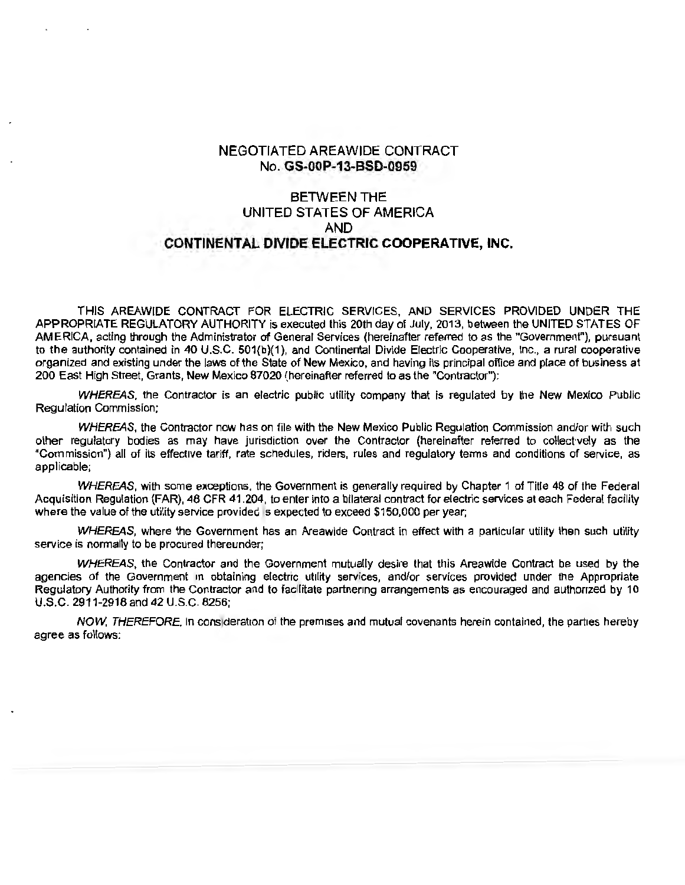# NEGOTIATED AREAWIDE CONTRACT
## No. **GS-00P-13-BSD-0959**

## BETWEEN THE UNITED STATES OF AMERICA AND **CONTINENTAL DIVIDE ELECTRIC COOPERATIVE, INC.**

THIS AREAWIDE CONTRACT FOR ELECTRIC SERVICES, AND SERVICES PROVIDED UNDER THE APPROPRIATE REGULATORY AUTHORITY is executed this 20th day of July, 2013, between the UNITED STATES OF AMERICA, acting through the Administrator of General Services (hereinafter referred to as the "Government"), pursuant to the authority contained in 40 U.S.C. 501(b)(1), and Continental Divide Electric Cooperative, Inc., a rural cooperative organized and existing under the laws of the State of New Mexico, and having its principal office and place of business at 200 East High Street, Grants, New Mexico 87020 (hereinafter referred to as the "Contractor"):

*WHEREAS*, the Contractor is an electric public utility company that is regulated by the New Mexico Public Regulation Commission;

*WHEREAS*, the Contractor now has on file with the New Mexico Public Regulation Commission and/or with such other regulatory bodies as may have jurisdiction over the Contractor (hereinafter referred to collectively as the "Commission") all of its effective tariff, rate schedules, riders, rules and regulatory terms and conditions of service, as applicable;

*WHEREAS*, with some exceptions, the Government is generally required by Chapter 1 of Title 48 of the Federal Acquisition Regulation (FAR), 48 CFR 41.204, to enter into a bilateral contract for electric services at each Federal facility where the value of the utility service provided is expected to exceed $150,000 per year;

*WHEREAS*, where the Government has an Areawide Contract in effect with a particular utility then such utility service is normally to be procured thereunder;

*WHEREAS*, the Contractor and the Government mutually desire that this Areawide Contract be used by the agencies of the Government in obtaining electric utility services, and/or services provided under the Appropriate Regulatory Authority from the Contractor and to facilitate partnering arrangements as encouraged and authorized by 10 U.S.C. 2911-2918 and 42 U.S.C. 8256;

*NOW, THEREFORE*, in consideration of the premises and mutual covenants herein contained, the parties hereby agree as follows: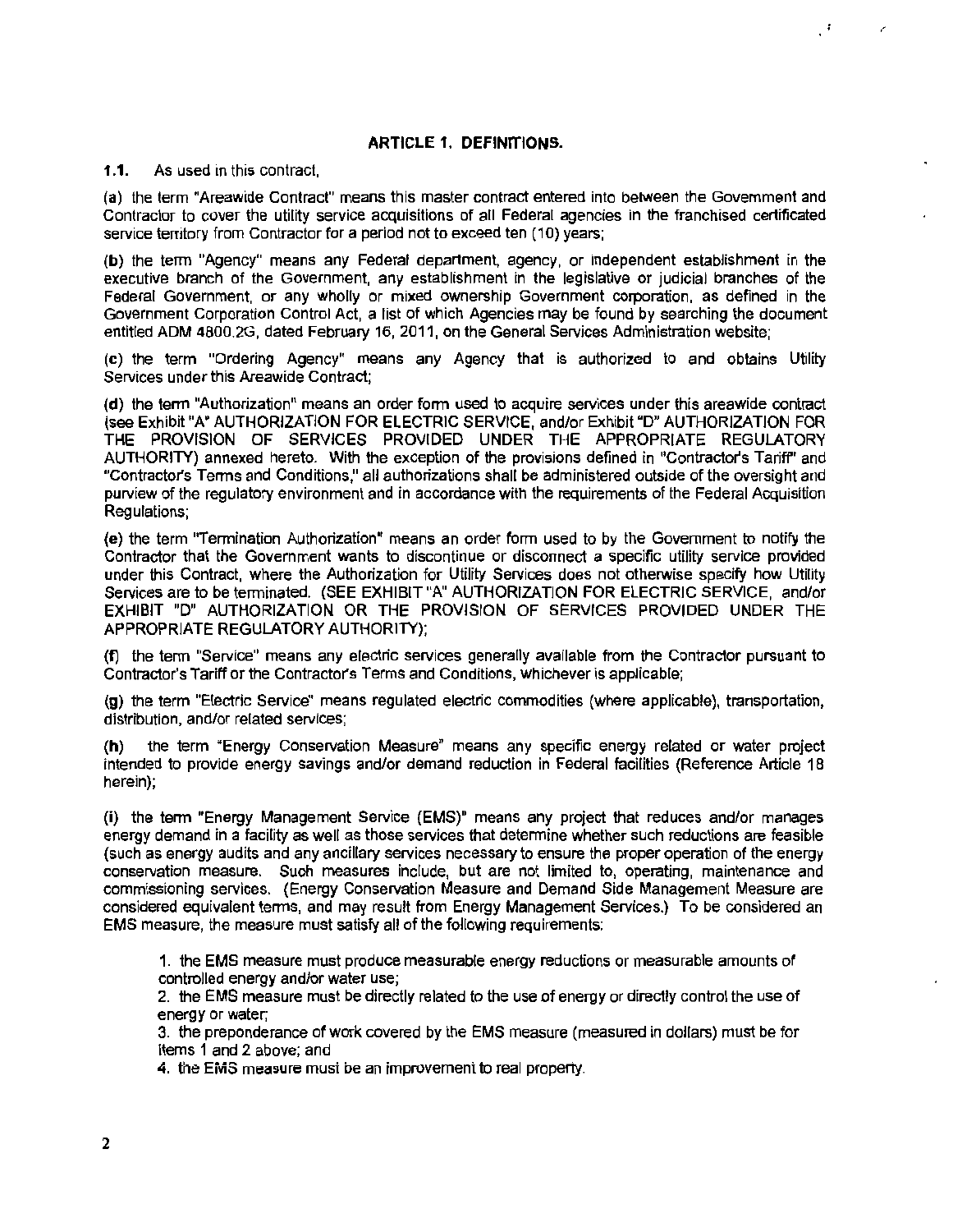## ARTICLE 1. DEFINITIONS.

**1.1.** As used in this contract,

**(a)** the term "Areawide Contract" means this master contract entered into between the Government and Contractor to cover the utility service acquisitions of all Federal agencies in the franchised certificated service territory from Contractor for a period not to exceed ten (10) years;

**(b)** the term "Agency" means any Federal department, agency, or independent establishment in the executive branch of the Government, any establishment in the legislative or judicial branches of the Federal Government, or any wholly or mixed ownership Government corporation, as defined in the Government Corporation Control Act, a list of which Agencies may be found by searching the document entitled ADM 4800.2G, dated February 16, 2011, on the General Services Administration website;

**(c)** the term "Ordering Agency" means any Agency that is authorized to and obtains Utility Services under this Areawide Contract;

**(d)** the term "Authorization" means an order form used to acquire services under this areawide contract (see Exhibit "A" AUTHORIZATION FOR ELECTRIC SERVICE, and/or Exhibit "D" AUTHORIZATION FOR THE PROVISION OF SERVICES PROVIDED UNDER THE APPROPRIATE REGULATORY AUTHORITY) annexed hereto. With the exception of the provisions defined in "Contractor's Tariff" and "Contractor's Terms and Conditions," all authorizations shall be administered outside of the oversight and purview of the regulatory environment and in accordance with the requirements of the Federal Acquisition Regulations;

**(e)** the term "Termination Authorization" means an order form used to by the Government to notify the Contractor that the Government wants to discontinue or disconnect a specific utility service provided under this Contract, where the Authorization for Utility Services does not otherwise specify how Utility Services are to be terminated. (SEE EXHIBIT "A" AUTHORIZATION FOR ELECTRIC SERVICE, and/or EXHIBIT "D" AUTHORIZATION OR THE PROVISION OF SERVICES PROVIDED UNDER THE APPROPRIATE REGULATORY AUTHORITY);

**(f)** the term "Service" means any electric services generally available from the Contractor pursuant to Contractor's Tariff or the Contractor's Terms and Conditions, whichever is applicable;

**(g)** the term "Electric Service" means regulated electric commodities (where applicable), transportation, distribution, and/or related services;

**(h)** the term "Energy Conservation Measure" means any specific energy related or water project intended to provide energy savings and/or demand reduction in Federal facilities (Reference Article 18 herein);

**(i)** the term "Energy Management Service (EMS)" means any project that reduces and/or manages energy demand in a facility as well as those services that determine whether such reductions are feasible (such as energy audits and any ancillary services necessary to ensure the proper operation of the energy conservation measure. Such measures include, but are not limited to, operating, maintenance and commissioning services. (Energy Conservation Measure and Demand Side Management Measure are considered equivalent terms, and may result from Energy Management Services.) To be considered an EMS measure, the measure must satisfy all of the following requirements:

1. the EMS measure must produce measurable energy reductions or measurable amounts of controlled energy and/or water use;
2. the EMS measure must be directly related to the use of energy or directly control the use of energy or water;
3. the preponderance of work covered by the EMS measure (measured in dollars) must be for items 1 and 2 above; and
4. the EMS measure must be an improvement to real property.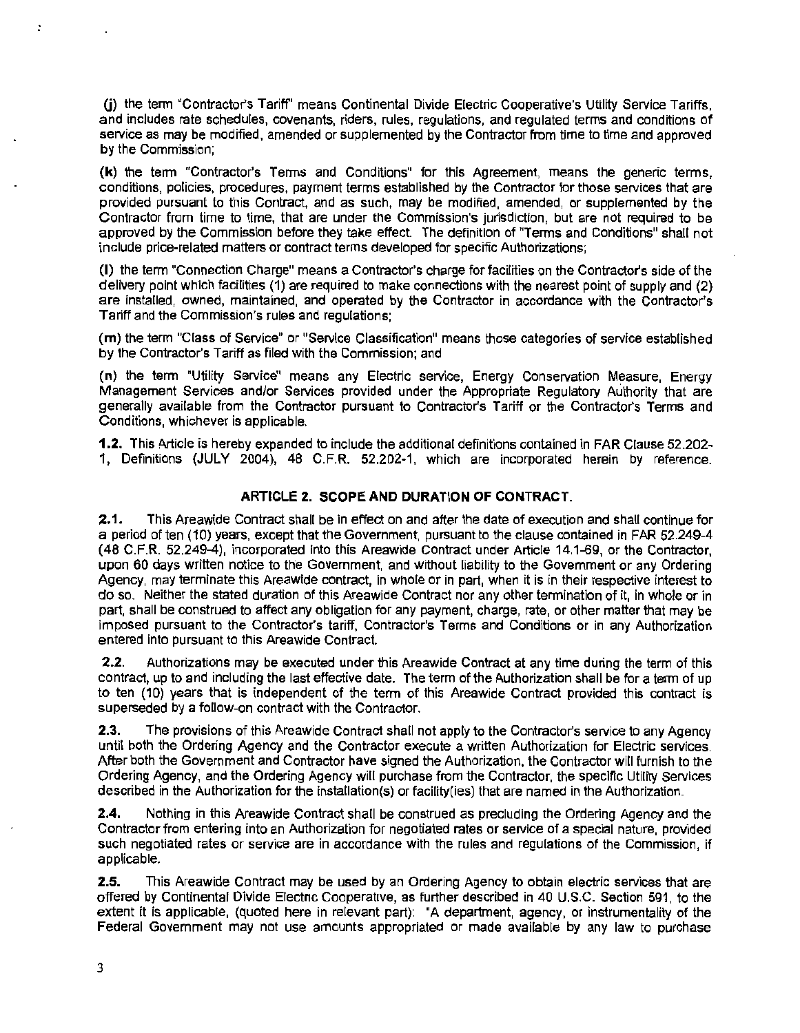**(j)** the term "Contractor's Tariff" means Continental Divide Electric Cooperative's Utility Service Tariffs, and includes rate schedules, covenants, riders, rules, regulations, and regulated terms and conditions of service as may be modified, amended or supplemented by the Contractor from time to time and approved by the Commission;

**(k)** the term "Contractor's Terms and Conditions" for this Agreement, means the generic terms, conditions, policies, procedures, payment terms established by the Contractor for those services that are provided pursuant to this Contract, and as such, may be modified, amended, or supplemented by the Contractor from time to time, that are under the Commission's jurisdiction, but are not required to be approved by the Commission before they take effect. The definition of "Terms and Conditions" shall not include price-related matters or contract terms developed for specific Authorizations;

**(l)** the term "Connection Charge" means a Contractor's charge for facilities on the Contractor's side of the delivery point which facilities (1) are required to make connections with the nearest point of supply and (2) are installed, owned, maintained, and operated by the Contractor in accordance with the Contractor's Tariff and the Commission's rules and regulations;

**(m)** the term "Class of Service" or "Service Classification" means those categories of service established by the Contractor's Tariff as filed with the Commission; and

**(n)** the term "Utility Service" means any Electric service, Energy Conservation Measure, Energy Management Services and/or Services provided under the Appropriate Regulatory Authority that are generally available from the Contractor pursuant to Contractor's Tariff or the Contractor's Terms and Conditions, whichever is applicable.

**1.2.** This Article is hereby expanded to include the additional definitions contained in FAR Clause 52.202-1, Definitions (JULY 2004), 48 C.F.R. 52.202-1, which are incorporated herein by reference.

## ARTICLE 2. SCOPE AND DURATION OF CONTRACT.

**2.1.** This Areawide Contract shall be in effect on and after the date of execution and shall continue for a period of ten (10) years, except that the Government, pursuant to the clause contained in FAR 52.249-4 (48 C.F.R. 52.249-4), incorporated into this Areawide Contract under Article 14.1-69, or the Contractor, upon 60 days written notice to the Government, and without liability to the Government or any Ordering Agency, may terminate this Areawide contract, in whole or in part, when it is in their respective interest to do so. Neither the stated duration of this Areawide Contract nor any other termination of it, in whole or in part, shall be construed to affect any obligation for any payment, charge, rate, or other matter that may be imposed pursuant to the Contractor's tariff, Contractor's Terms and Conditions or in any Authorization entered into pursuant to this Areawide Contract.

**2.2.** Authorizations may be executed under this Areawide Contract at any time during the term of this contract, up to and including the last effective date. The term of the Authorization shall be for a term of up to ten (10) years that is independent of the term of this Areawide Contract provided this contract is superseded by a follow-on contract with the Contractor.

**2.3.** The provisions of this Areawide Contract shall not apply to the Contractor's service to any Agency until both the Ordering Agency and the Contractor execute a written Authorization for Electric services. After both the Government and Contractor have signed the Authorization, the Contractor will furnish to the Ordering Agency, and the Ordering Agency will purchase from the Contractor, the specific Utility Services described in the Authorization for the installation(s) or facility(ies) that are named in the Authorization.

**2.4.** Nothing in this Areawide Contract shall be construed as precluding the Ordering Agency and the Contractor from entering into an Authorization for negotiated rates or service of a special nature, provided such negotiated rates or service are in accordance with the rules and regulations of the Commission, if applicable.

**2.5.** This Areawide Contract may be used by an Ordering Agency to obtain electric services that are offered by Continental Divide Electric Cooperative, as further described in 40 U.S.C. Section 591, to the extent it is applicable, (quoted here in relevant part): "A department, agency, or instrumentality of the Federal Government may not use amounts appropriated or made available by any law to purchase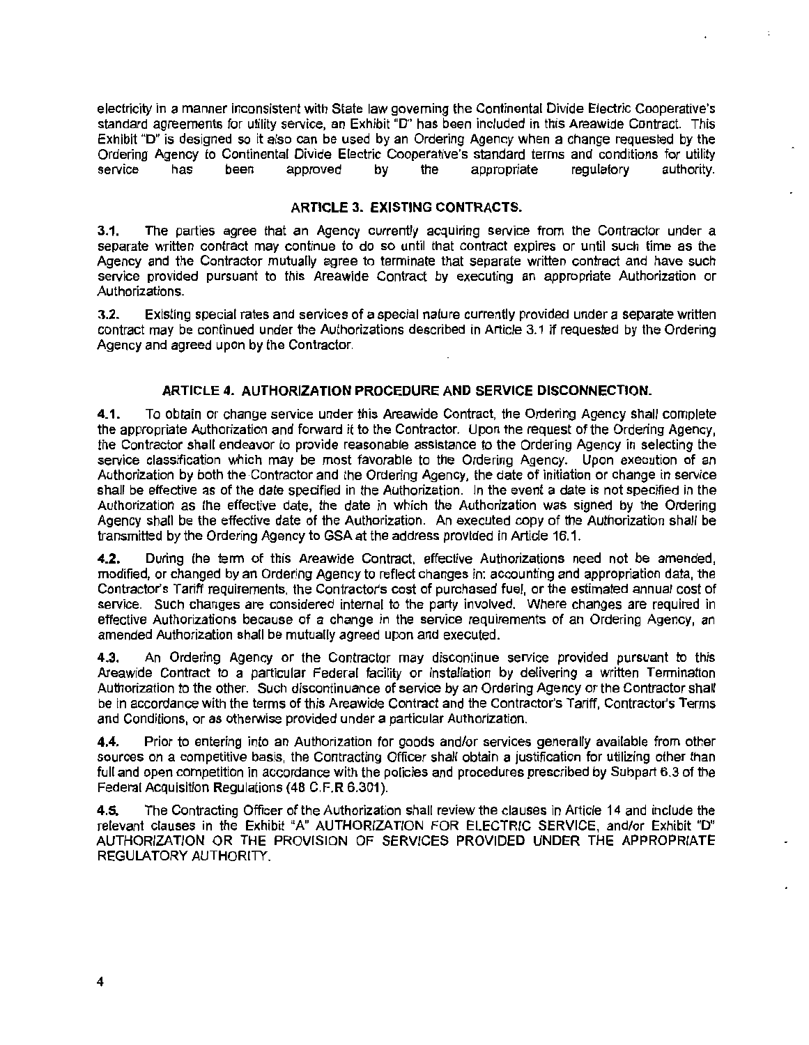electricity in a manner inconsistent with State law governing the Continental Divide Electric Cooperative's standard agreements for utility service, an Exhibit "D" has been included in this Areawide Contract. This Exhibit "D" is designed so it also can be used by an Ordering Agency when a change requested by the Ordering Agency to Continental Divide Electric Cooperative's standard terms and conditions for utility service has been approved by the appropriate regulatory authority.

## ARTICLE 3. EXISTING CONTRACTS.

**3.1.** The parties agree that an Agency currently acquiring service from the Contractor under a separate written contract may continue to do so until that contract expires or until such time as the Agency and the Contractor mutually agree to terminate that separate written contract and have such service provided pursuant to this Areawide Contract by executing an appropriate Authorization or Authorizations.

**3.2.** Existing special rates and services of a special nature currently provided under a separate written contract may be continued under the Authorizations described in Article 3.1 if requested by the Ordering Agency and agreed upon by the Contractor.

## ARTICLE 4. AUTHORIZATION PROCEDURE AND SERVICE DISCONNECTION.

**4.1.** To obtain or change service under this Areawide Contract, the Ordering Agency shall complete the appropriate Authorization and forward it to the Contractor. Upon the request of the Ordering Agency, the Contractor shall endeavor to provide reasonable assistance to the Ordering Agency in selecting the service classification which may be most favorable to the Ordering Agency. Upon execution of an Authorization by both the Contractor and the Ordering Agency, the date of initiation or change in service shall be effective as of the date specified in the Authorization. In the event a date is not specified in the Authorization as the effective date, the date in which the Authorization was signed by the Ordering Agency shall be the effective date of the Authorization. An executed copy of the Authorization shall be transmitted by the Ordering Agency to GSA at the address provided in Article 16.1.

**4.2.** During the term of this Areawide Contract, effective Authorizations need not be amended, modified, or changed by an Ordering Agency to reflect changes in: accounting and appropriation data, the Contractor's Tariff requirements, the Contractor's cost of purchased fuel, or the estimated annual cost of service. Such changes are considered internal to the party involved. Where changes are required in effective Authorizations because of a change in the service requirements of an Ordering Agency, an amended Authorization shall be mutually agreed upon and executed.

**4.3.** An Ordering Agency or the Contractor may discontinue service provided pursuant to this Areawide Contract to a particular Federal facility or installation by delivering a written Termination Authorization to the other. Such discontinuance of service by an Ordering Agency or the Contractor shall be in accordance with the terms of this Areawide Contract and the Contractor's Tariff, Contractor's Terms and Conditions, or as otherwise provided under a particular Authorization.

**4.4.** Prior to entering into an Authorization for goods and/or services generally available from other sources on a competitive basis, the Contracting Officer shall obtain a justification for utilizing other than full and open competition in accordance with the policies and procedures prescribed by Subpart 6.3 of the Federal Acquisition Regulations (48 C.F.R 6.301).

**4.5.** The Contracting Officer of the Authorization shall review the clauses in Article 14 and include the relevant clauses in the Exhibit "A" AUTHORIZATION FOR ELECTRIC SERVICE, and/or Exhibit "D" AUTHORIZATION OR THE PROVISION OF SERVICES PROVIDED UNDER THE APPROPRIATE REGULATORY AUTHORITY.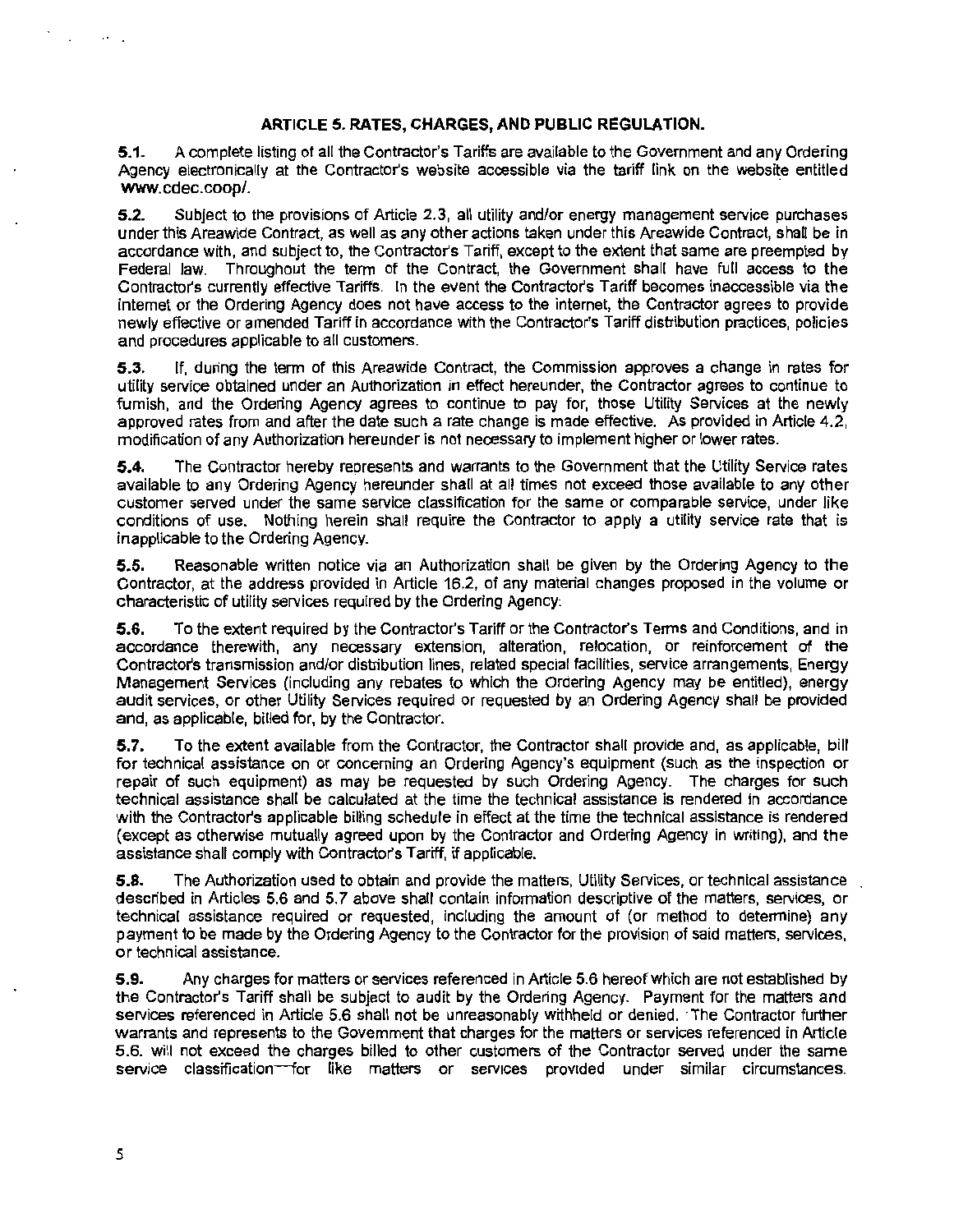## ARTICLE 5. RATES, CHARGES, AND PUBLIC REGULATION.

**5.1.** A complete listing of all the Contractor's Tariffs are available to the Government and any Ordering Agency electronically at the Contractor's website accessible via the tariff link on the website entitled www.cdec.coop/.

**5.2.** Subject to the provisions of Article 2.3, all utility and/or energy management service purchases under this Areawide Contract, as well as any other actions taken under this Areawide Contract, shall be in accordance with, and subject to, the Contractor's Tariff, except to the extent that same are preempted by Federal law. Throughout the term of the Contract, the Government shall have full access to the Contractor's currently effective Tariffs. In the event the Contractor's Tariff becomes inaccessible via the internet or the Ordering Agency does not have access to the internet, the Contractor agrees to provide newly effective or amended Tariff in accordance with the Contractor's Tariff distribution practices, policies and procedures applicable to all customers.

**5.3.** If, during the term of this Areawide Contract, the Commission approves a change in rates for utility service obtained under an Authorization in effect hereunder, the Contractor agrees to continue to furnish, and the Ordering Agency agrees to continue to pay for, those Utility Services at the newly approved rates from and after the date such a rate change is made effective. As provided in Article 4.2, modification of any Authorization hereunder is not necessary to implement higher or lower rates.

**5.4.** The Contractor hereby represents and warrants to the Government that the Utility Service rates available to any Ordering Agency hereunder shall at all times not exceed those available to any other customer served under the same service classification for the same or comparable service, under like conditions of use. Nothing herein shall require the Contractor to apply a utility service rate that is inapplicable to the Ordering Agency.

**5.5.** Reasonable written notice via an Authorization shall be given by the Ordering Agency to the Contractor, at the address provided in Article 16.2, of any material changes proposed in the volume or characteristic of utility services required by the Ordering Agency.

**5.6.** To the extent required by the Contractor's Tariff or the Contractor's Terms and Conditions, and in accordance therewith, any necessary extension, alteration, relocation, or reinforcement of the Contractor's transmission and/or distribution lines, related special facilities, service arrangements, Energy Management Services (including any rebates to which the Ordering Agency may be entitled), energy audit services, or other Utility Services required or requested by an Ordering Agency shall be provided and, as applicable, billed for, by the Contractor.

**5.7.** To the extent available from the Contractor, the Contractor shall provide and, as applicable, bill for technical assistance on or concerning an Ordering Agency's equipment (such as the inspection or repair of such equipment) as may be requested by such Ordering Agency. The charges for such technical assistance shall be calculated at the time the technical assistance is rendered in accordance with the Contractor's applicable billing schedule in effect at the time the technical assistance is rendered (except as otherwise mutually agreed upon by the Contractor and Ordering Agency in writing), and the assistance shall comply with Contractor's Tariff, if applicable.

**5.8.** The Authorization used to obtain and provide the matters, Utility Services, or technical assistance described in Articles 5.6 and 5.7 above shall contain information descriptive of the matters, services, or technical assistance required or requested, including the amount of (or method to determine) any payment to be made by the Ordering Agency to the Contractor for the provision of said matters, services, or technical assistance.

**5.9.** Any charges for matters or services referenced in Article 5.6 hereof which are not established by the Contractor's Tariff shall be subject to audit by the Ordering Agency. Payment for the matters and services referenced in Article 5.6 shall not be unreasonably withheld or denied. The Contractor further warrants and represents to the Government that charges for the matters or services referenced in Article 5.6. will not exceed the charges billed to other customers of the Contractor served under the same service classification—for like matters or services provided under similar circumstances.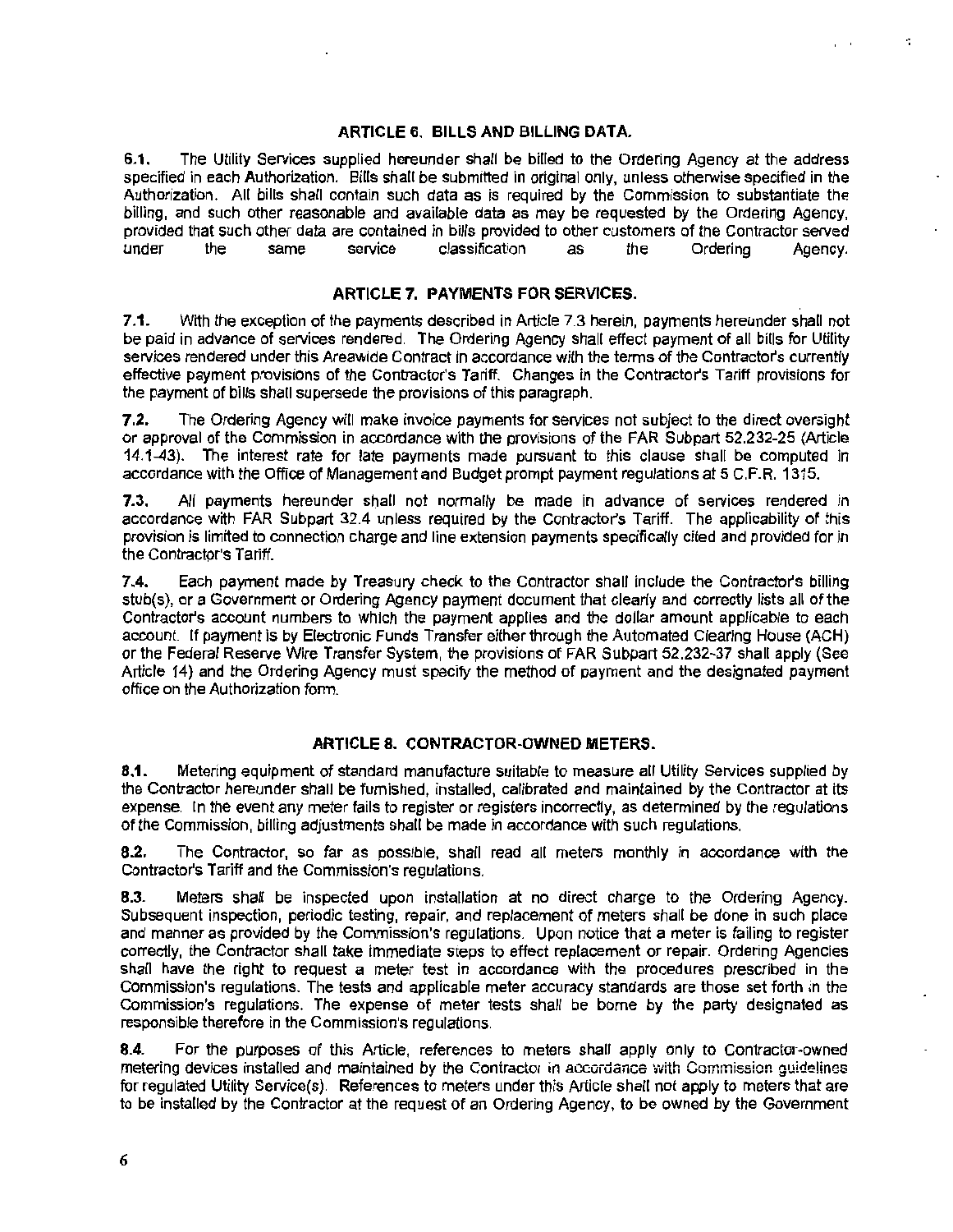### ARTICLE 6. BILLS AND BILLING DATA.

**6.1.** The Utility Services supplied hereunder shall be billed to the Ordering Agency at the address specified in each Authorization. Bills shall be submitted in original only, unless otherwise specified in the Authorization. All bills shall contain such data as is required by the Commission to substantiate the billing, and such other reasonable and available data as may be requested by the Ordering Agency, provided that such other data are contained in bills provided to other customers of the Contractor served under the same service classification as the Ordering Agency.

### ARTICLE 7. PAYMENTS FOR SERVICES.

**7.1.** With the exception of the payments described in Article 7.3 herein, payments hereunder shall not be paid in advance of services rendered. The Ordering Agency shall effect payment of all bills for Utility services rendered under this Areawide Contract in accordance with the terms of the Contractor's currently effective payment provisions of the Contractor's Tariff. Changes in the Contractor's Tariff provisions for the payment of bills shall supersede the provisions of this paragraph.

**7.2.** The Ordering Agency will make invoice payments for services not subject to the direct oversight or approval of the Commission in accordance with the provisions of the FAR Subpart 52.232-25 (Article 14.1-43). The interest rate for late payments made pursuant to this clause shall be computed in accordance with the Office of Management and Budget prompt payment regulations at 5 C.F.R. 1315.

**7.3.** All payments hereunder shall not normally be made in advance of services rendered in accordance with FAR Subpart 32.4 unless required by the Contractor's Tariff. The applicability of this provision is limited to connection charge and line extension payments specifically cited and provided for in the Contractor's Tariff.

**7.4.** Each payment made by Treasury check to the Contractor shall include the Contractor's billing stub(s), or a Government or Ordering Agency payment document that clearly and correctly lists all of the Contractor's account numbers to which the payment applies and the dollar amount applicable to each account. If payment is by Electronic Funds Transfer either through the Automated Clearing House (ACH) or the Federal Reserve Wire Transfer System, the provisions of FAR Subpart 52.232-37 shall apply (See Article 14) and the Ordering Agency must specify the method of payment and the designated payment office on the Authorization form.

### ARTICLE 8. CONTRACTOR-OWNED METERS.

**8.1.** Metering equipment of standard manufacture suitable to measure all Utility Services supplied by the Contractor hereunder shall be furnished, installed, calibrated and maintained by the Contractor at its expense. In the event any meter fails to register or registers incorrectly, as determined by the regulations of the Commission, billing adjustments shall be made in accordance with such regulations.

**8.2.** The Contractor, so far as possible, shall read all meters monthly in accordance with the Contractor's Tariff and the Commission's regulations.

**8.3.** Meters shall be inspected upon installation at no direct charge to the Ordering Agency. Subsequent inspection, periodic testing, repair, and replacement of meters shall be done in such place and manner as provided by the Commission's regulations. Upon notice that a meter is failing to register correctly, the Contractor shall take immediate steps to effect replacement or repair. Ordering Agencies shall have the right to request a meter test in accordance with the procedures prescribed in the Commission's regulations. The tests and applicable meter accuracy standards are those set forth in the Commission's regulations. The expense of meter tests shall be borne by the party designated as responsible therefore in the Commission's regulations.

**8.4.** For the purposes of this Article, references to meters shall apply only to Contractor-owned metering devices installed and maintained by the Contractor in accordance with Commission guidelines for regulated Utility Service(s). References to meters under this Article shall not apply to meters that are to be installed by the Contractor at the request of an Ordering Agency, to be owned by the Government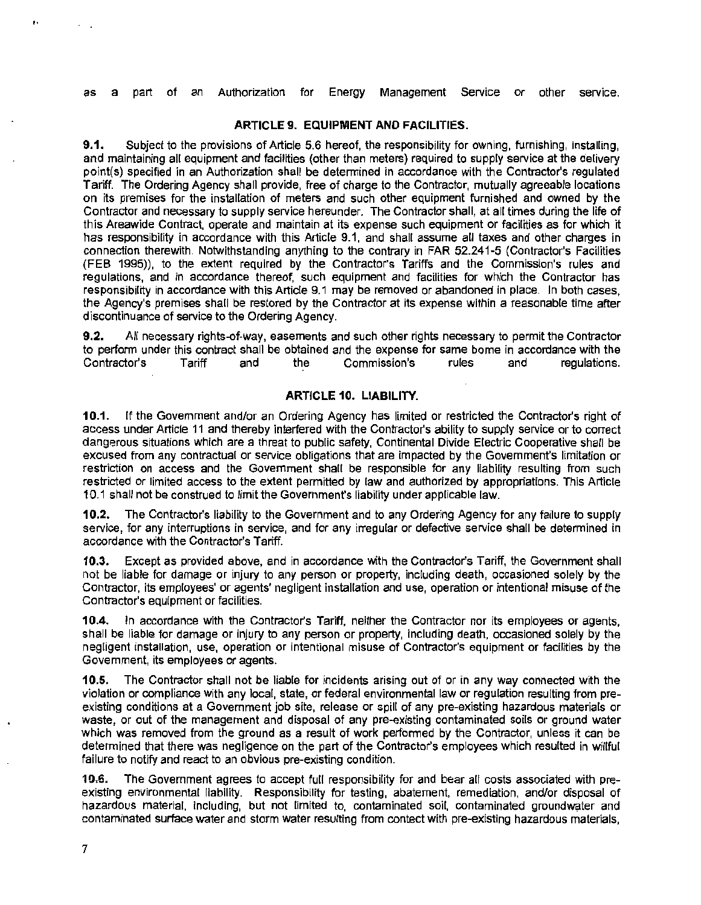as a part of an Authorization for Energy Management Service or other service.

## ARTICLE 9. EQUIPMENT AND FACILITIES.

**9.1.** Subject to the provisions of Article 5.6 hereof, the responsibility for owning, furnishing, installing, and maintaining all equipment and facilities (other than meters) required to supply service at the delivery point(s) specified in an Authorization shall be determined in accordance with the Contractor's regulated Tariff. The Ordering Agency shall provide, free of charge to the Contractor, mutually agreeable locations on its premises for the installation of meters and such other equipment furnished and owned by the Contractor and necessary to supply service hereunder. The Contractor shall, at all times during the life of this Areawide Contract, operate and maintain at its expense such equipment or facilities as for which it has responsibility in accordance with this Article 9.1, and shall assume all taxes and other charges in connection therewith. Notwithstanding anything to the contrary in FAR 52.241-5 (Contractor's Facilities (FEB 1995)), to the extent required by the Contractor's Tariffs and the Commission's rules and regulations, and in accordance thereof, such equipment and facilities for which the Contractor has responsibility in accordance with this Article 9.1 may be removed or abandoned in place. In both cases, the Agency's premises shall be restored by the Contractor at its expense within a reasonable time after discontinuance of service to the Ordering Agency.

**9.2.** All necessary rights-of-way, easements and such other rights necessary to permit the Contractor to perform under this contract shall be obtained and the expense for same borne in accordance with the Contractor's Tariff and the Commission's rules and regulations.

## ARTICLE 10. LIABILITY.

**10.1.** If the Government and/or an Ordering Agency has limited or restricted the Contractor's right of access under Article 11 and thereby interfered with the Contractor's ability to supply service or to correct dangerous situations which are a threat to public safety, Continental Divide Electric Cooperative shall be excused from any contractual or service obligations that are impacted by the Government's limitation or restriction on access and the Government shall be responsible for any liability resulting from such restricted or limited access to the extent permitted by law and authorized by appropriations. This Article 10.1 shall not be construed to limit the Government's liability under applicable law.

**10.2.** The Contractor's liability to the Government and to any Ordering Agency for any failure to supply service, for any interruptions in service, and for any irregular or defective service shall be determined in accordance with the Contractor's Tariff.

**10.3.** Except as provided above, and in accordance with the Contractor's Tariff, the Government shall not be liable for damage or injury to any person or property, including death, occasioned solely by the Contractor, its employees' or agents' negligent installation and use, operation or intentional misuse of the Contractor's equipment or facilities.

**10.4.** In accordance with the Contractor's Tariff, neither the Contractor nor its employees or agents, shall be liable for damage or injury to any person or property, including death, occasioned solely by the negligent installation, use, operation or intentional misuse of Contractor's equipment or facilities by the Government, its employees or agents.

**10.5.** The Contractor shall not be liable for incidents arising out of or in any way connected with the violation or compliance with any local, state, or federal environmental law or regulation resulting from pre-existing conditions at a Government job site, release or spill of any pre-existing hazardous materials or waste, or out of the management and disposal of any pre-existing contaminated soils or ground water which was removed from the ground as a result of work performed by the Contractor, unless it can be determined that there was negligence on the part of the Contractor's employees which resulted in willful failure to notify and react to an obvious pre-existing condition.

**10.6.** The Government agrees to accept full responsibility for and bear all costs associated with pre-existing environmental liability. Responsibility for testing, abatement, remediation, and/or disposal of hazardous material, including, but not limited to, contaminated soil, contaminated groundwater and contaminated surface water and storm water resulting from contact with pre-existing hazardous materials,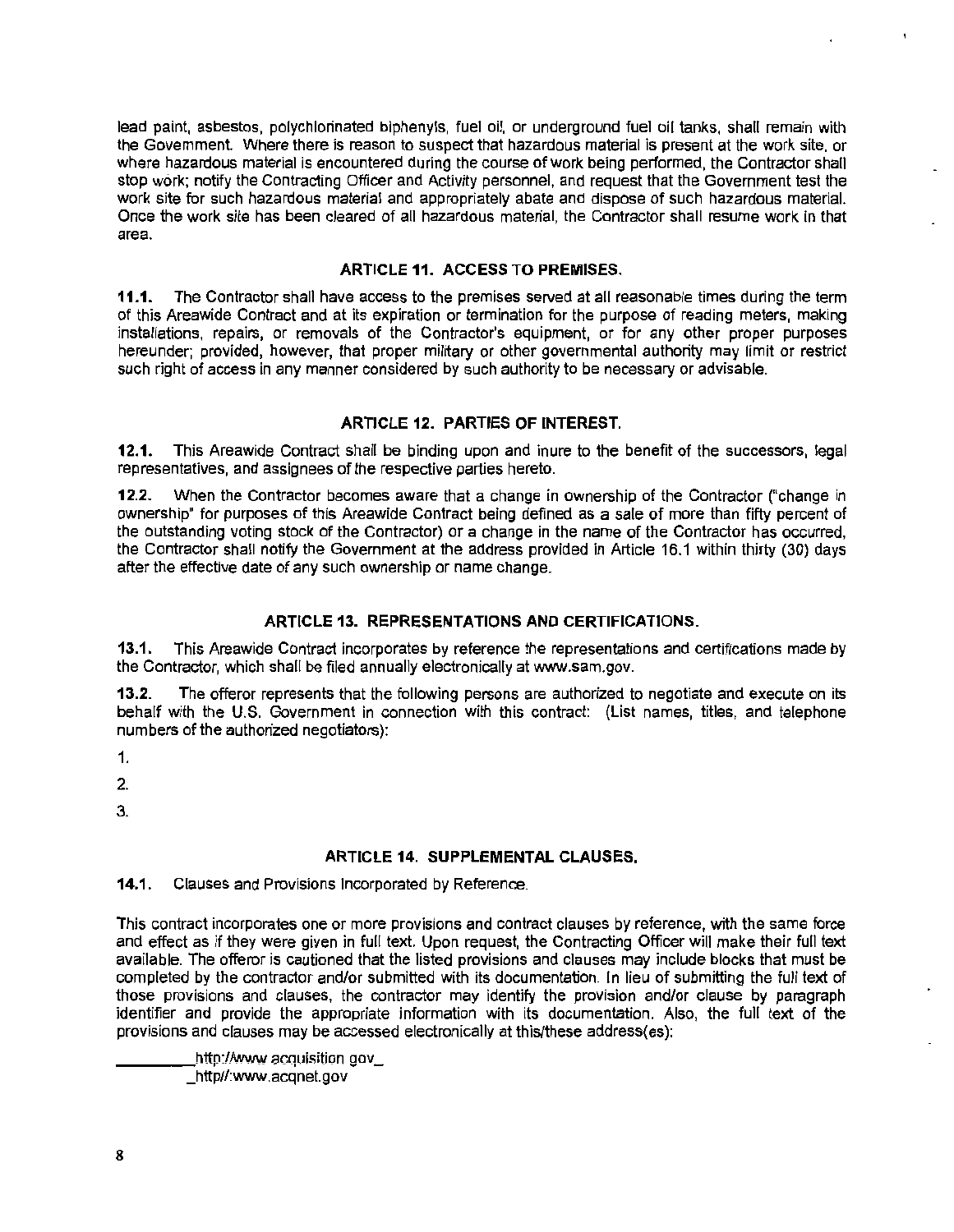lead paint, asbestos, polychlorinated biphenyls, fuel oil, or underground fuel oil tanks, shall remain with the Government. Where there is reason to suspect that hazardous material is present at the work site, or where hazardous material is encountered during the course of work being performed, the Contractor shall stop work; notify the Contracting Officer and Activity personnel, and request that the Government test the work site for such hazardous material and appropriately abate and dispose of such hazardous material. Once the work site has been cleared of all hazardous material, the Contractor shall resume work in that area.

### ARTICLE 11. ACCESS TO PREMISES.

**11.1.** The Contractor shall have access to the premises served at all reasonable times during the term of this Areawide Contract and at its expiration or termination for the purpose of reading meters, making installations, repairs, or removals of the Contractor's equipment, or for any other proper purposes hereunder; provided, however, that proper military or other governmental authority may limit or restrict such right of access in any manner considered by such authority to be necessary or advisable.

### ARTICLE 12. PARTIES OF INTEREST.

**12.1.** This Areawide Contract shall be binding upon and inure to the benefit of the successors, legal representatives, and assignees of the respective parties hereto.

**12.2.** When the Contractor becomes aware that a change in ownership of the Contractor ("change in ownership" for purposes of this Areawide Contract being defined as a sale of more than fifty percent of the outstanding voting stock of the Contractor) or a change in the name of the Contractor has occurred, the Contractor shall notify the Government at the address provided in Article 16.1 within thirty (30) days after the effective date of any such ownership or name change.

### ARTICLE 13. REPRESENTATIONS AND CERTIFICATIONS.

**13.1.** This Areawide Contract incorporates by reference the representations and certifications made by the Contractor, which shall be filed annually electronically at www.sam.gov.

**13.2.** The offeror represents that the following persons are authorized to negotiate and execute on its behalf with the U.S. Government in connection with this contract: (List names, titles, and telephone numbers of the authorized negotiators):

1.

2.

3.

### ARTICLE 14. SUPPLEMENTAL CLAUSES.

**14.1.** Clauses and Provisions Incorporated by Reference.

This contract incorporates one or more provisions and contract clauses by reference, with the same force and effect as if they were given in full text. Upon request, the Contracting Officer will make their full text available. The offeror is cautioned that the listed provisions and clauses may include blocks that must be completed by the contractor and/or submitted with its documentation. In lieu of submitting the full text of those provisions and clauses, the contractor may identify the provision and/or clause by paragraph identifier and provide the appropriate information with its documentation. Also, the full text of the provisions and clauses may be accessed electronically at this/these address(es):

_________http://www.acquisition.gov_
_http//:www.acqnet.gov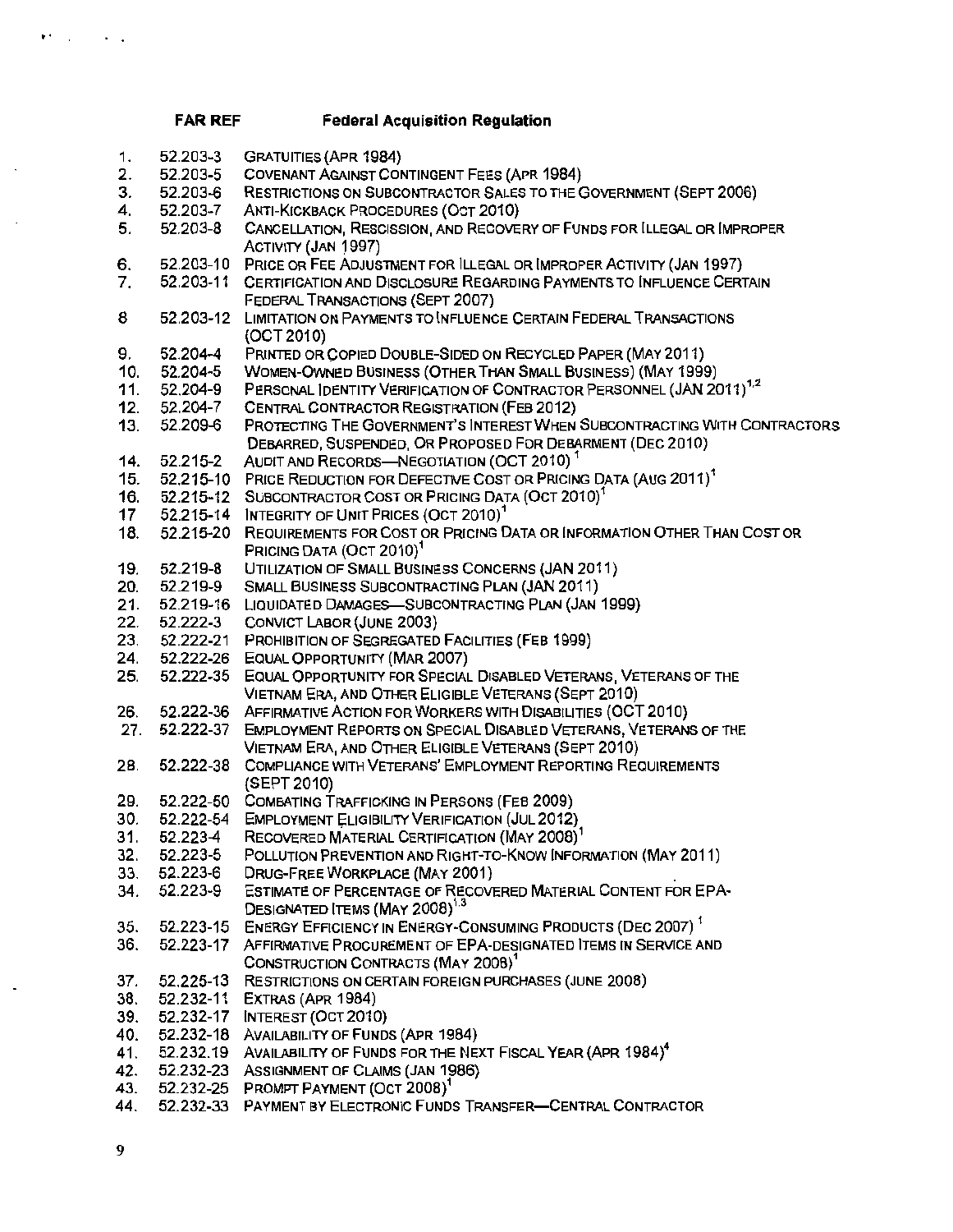| | FAR REF | Federal Acquisition Regulation |
|---|---|---|
| 1. | 52.203-3 | GRATUITIES (APR 1984) |
| 2. | 52.203-5 | COVENANT AGAINST CONTINGENT FEES (APR 1984) |
| 3. | 52.203-6 | RESTRICTIONS ON SUBCONTRACTOR SALES TO THE GOVERNMENT (SEPT 2006) |
| 4. | 52.203-7 | ANTI-KICKBACK PROCEDURES (OCT 2010) |
| 5. | 52.203-8 | CANCELLATION, RESCISSION, AND RECOVERY OF FUNDS FOR ILLEGAL OR IMPROPER ACTIVITY (JAN 1997) |
| 6. | 52.203-10 | PRICE OR FEE ADJUSTMENT FOR ILLEGAL OR IMPROPER ACTIVITY (JAN 1997) |
| 7. | 52.203-11 | CERTIFICATION AND DISCLOSURE REGARDING PAYMENTS TO INFLUENCE CERTAIN FEDERAL TRANSACTIONS (SEPT 2007) |
| 8 | 52.203-12 | LIMITATION ON PAYMENTS TO INFLUENCE CERTAIN FEDERAL TRANSACTIONS (OCT 2010) |
| 9. | 52.204-4 | PRINTED OR COPIED DOUBLE-SIDED ON RECYCLED PAPER (MAY 2011) |
| 10. | 52.204-5 | WOMEN-OWNED BUSINESS (OTHER THAN SMALL BUSINESS) (MAY 1999) |
| 11. | 52.204-9 | PERSONAL IDENTITY VERIFICATION OF CONTRACTOR PERSONNEL (JAN 2011)[1,2] |
| 12. | 52.204-7 | CENTRAL CONTRACTOR REGISTRATION (FEB 2012) |
| 13. | 52.209-6 | PROTECTING THE GOVERNMENT'S INTEREST WHEN SUBCONTRACTING WITH CONTRACTORS DEBARRED, SUSPENDED, OR PROPOSED FOR DEBARMENT (DEC 2010) |
| 14. | 52.215-2 | AUDIT AND RECORDS—NEGOTIATION (OCT 2010)[1] |
| 15. | 52.215-10 | PRICE REDUCTION FOR DEFECTIVE COST OR PRICING DATA (AUG 2011)[1] |
| 16. | 52.215-12 | SUBCONTRACTOR COST OR PRICING DATA (OCT 2010)[1] |
| 17 | 52.215-14 | INTEGRITY OF UNIT PRICES (OCT 2010)[1] |
| 18. | 52.215-20 | REQUIREMENTS FOR COST OR PRICING DATA OR INFORMATION OTHER THAN COST OR PRICING DATA (OCT 2010)[1] |
| 19. | 52.219-8 | UTILIZATION OF SMALL BUSINESS CONCERNS (JAN 2011) |
| 20. | 52.219-9 | SMALL BUSINESS SUBCONTRACTING PLAN (JAN 2011) |
| 21. | 52.219-16 | LIQUIDATED DAMAGES—SUBCONTRACTING PLAN (JAN 1999) |
| 22. | 52.222-3 | CONVICT LABOR (JUNE 2003) |
| 23. | 52.222-21 | PROHIBITION OF SEGREGATED FACILITIES (FEB 1999) |
| 24. | 52.222-26 | EQUAL OPPORTUNITY (MAR 2007) |
| 25. | 52.222-35 | EQUAL OPPORTUNITY FOR SPECIAL DISABLED VETERANS, VETERANS OF THE VIETNAM ERA, AND OTHER ELIGIBLE VETERANS (SEPT 2010) |
| 26. | 52.222-36 | AFFIRMATIVE ACTION FOR WORKERS WITH DISABILITIES (OCT 2010) |
| 27. | 52.222-37 | EMPLOYMENT REPORTS ON SPECIAL DISABLED VETERANS, VETERANS OF THE VIETNAM ERA, AND OTHER ELIGIBLE VETERANS (SEPT 2010) |
| 28. | 52.222-38 | COMPLIANCE WITH VETERANS' EMPLOYMENT REPORTING REQUIREMENTS (SEPT 2010) |
| 29. | 52.222-50 | COMBATING TRAFFICKING IN PERSONS (FEB 2009) |
| 30. | 52.222-54 | EMPLOYMENT ELIGIBILITY VERIFICATION (JUL 2012) |
| 31. | 52.223-4 | RECOVERED MATERIAL CERTIFICATION (MAY 2008)[1] |
| 32. | 52.223-5 | POLLUTION PREVENTION AND RIGHT-TO-KNOW INFORMATION (MAY 2011) |
| 33. | 52.223-6 | DRUG-FREE WORKPLACE (MAY 2001) |
| 34. | 52.223-9 | ESTIMATE OF PERCENTAGE OF RECOVERED MATERIAL CONTENT FOR EPA-DESIGNATED ITEMS (MAY 2008)[1,3] |
| 35. | 52.223-15 | ENERGY EFFICIENCY IN ENERGY-CONSUMING PRODUCTS (DEC 2007)[1] |
| 36. | 52.223-17 | AFFIRMATIVE PROCUREMENT OF EPA-DESIGNATED ITEMS IN SERVICE AND CONSTRUCTION CONTRACTS (MAY 2008)[1] |
| 37. | 52.225-13 | RESTRICTIONS ON CERTAIN FOREIGN PURCHASES (JUNE 2008) |
| 38. | 52.232-11 | EXTRAS (APR 1984) |
| 39. | 52.232-17 | INTEREST (OCT 2010) |
| 40. | 52.232-18 | AVAILABILITY OF FUNDS (APR 1984) |
| 41. | 52.232.19 | AVAILABILITY OF FUNDS FOR THE NEXT FISCAL YEAR (APR 1984)[4] |
| 42. | 52.232-23 | ASSIGNMENT OF CLAIMS (JAN 1986) |
| 43. | 52.232-25 | PROMPT PAYMENT (OCT 2008)[1] |
| 44. | 52.232-33 | PAYMENT BY ELECTRONIC FUNDS TRANSFER—CENTRAL CONTRACTOR |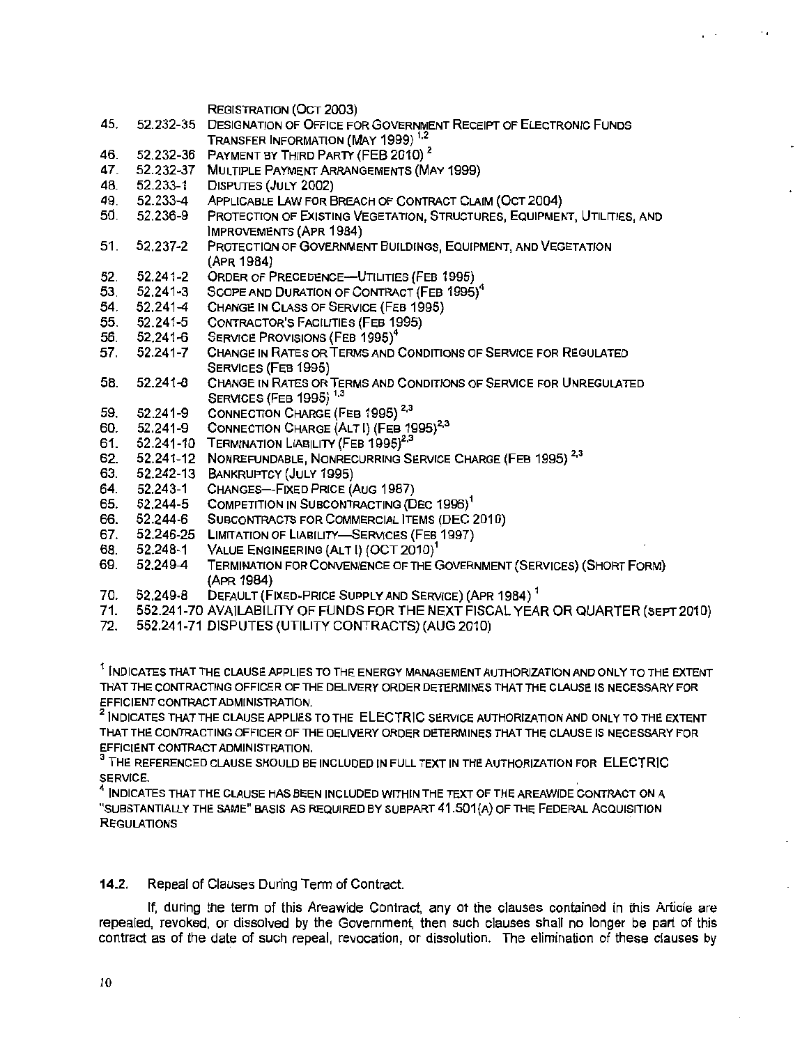REGISTRATION (OCT 2003)

45. 52.232-35 DESIGNATION OF OFFICE FOR GOVERNMENT RECEIPT OF ELECTRONIC FUNDS TRANSFER INFORMATION (MAY 1999) [1,2]
46. 52.232-36 PAYMENT BY THIRD PARTY (FEB 2010) [2]
47. 52.232-37 MULTIPLE PAYMENT ARRANGEMENTS (MAY 1999)
48. 52.233-1 DISPUTES (JULY 2002)
49. 52.233-4 APPLICABLE LAW FOR BREACH OF CONTRACT CLAIM (OCT 2004)
50. 52.236-9 PROTECTION OF EXISTING VEGETATION, STRUCTURES, EQUIPMENT, UTILITIES, AND IMPROVEMENTS (APR 1984)
51. 52.237-2 PROTECTION OF GOVERNMENT BUILDINGS, EQUIPMENT, AND VEGETATION (APR 1984)
52. 52.241-2 ORDER OF PRECEDENCE—UTILITIES (FEB 1995)
53. 52.241-3 SCOPE AND DURATION OF CONTRACT (FEB 1995)[4]
54. 52.241-4 CHANGE IN CLASS OF SERVICE (FEB 1995)
55. 52.241-5 CONTRACTOR'S FACILITIES (FEB 1995)
56. 52.241-6 SERVICE PROVISIONS (FEB 1995)[4]
57. 52.241-7 CHANGE IN RATES OR TERMS AND CONDITIONS OF SERVICE FOR REGULATED SERVICES (FEB 1995)
58. 52.241-8 CHANGE IN RATES OR TERMS AND CONDITIONS OF SERVICE FOR UNREGULATED SERVICES (FEB 1995) [1,3]
59. 52.241-9 CONNECTION CHARGE (FEB 1995) [2,3]
60. 52.241-9 CONNECTION CHARGE (ALT I) (FEB 1995)[2,3]
61. 52.241-10 TERMINATION LIABILITY (FEB 1995)[2,3]
62. 52.241-12 NONREFUNDABLE, NONRECURRING SERVICE CHARGE (FEB 1995) [2,3]
63. 52.242-13 BANKRUPTCY (JULY 1995)
64. 52.243-1 CHANGES—FIXED PRICE (AUG 1987)
65. 52.244-5 COMPETITION IN SUBCONTRACTING (DEC 1996)[1]
66. 52.244-6 SUBCONTRACTS FOR COMMERCIAL ITEMS (DEC 2010)
67. 52.246-25 LIMITATION OF LIABILITY—SERVICES (FEB 1997)
68. 52.248-1 VALUE ENGINEERING (ALT I) (OCT 2010)[1]
69. 52.249-4 TERMINATION FOR CONVENIENCE OF THE GOVERNMENT (SERVICES) (SHORT FORM) (APR 1984)
70. 52.249-8 DEFAULT (FIXED-PRICE SUPPLY AND SERVICE) (APR 1984) [1]
71. 552.241-70 AVAILABILITY OF FUNDS FOR THE NEXT FISCAL YEAR OR QUARTER (SEPT 2010)
72. 552.241-71 DISPUTES (UTILITY CONTRACTS) (AUG 2010)

[1] INDICATES THAT THE CLAUSE APPLIES TO THE ENERGY MANAGEMENT AUTHORIZATION AND ONLY TO THE EXTENT THAT THE CONTRACTING OFFICER OF THE DELIVERY ORDER DETERMINES THAT THE CLAUSE IS NECESSARY FOR EFFICIENT CONTRACT ADMINISTRATION.

[2] INDICATES THAT THE CLAUSE APPLIES TO THE ELECTRIC SERVICE AUTHORIZATION AND ONLY TO THE EXTENT THAT THE CONTRACTING OFFICER OF THE DELIVERY ORDER DETERMINES THAT THE CLAUSE IS NECESSARY FOR EFFICIENT CONTRACT ADMINISTRATION.

[3] THE REFERENCED CLAUSE SHOULD BE INCLUDED IN FULL TEXT IN THE AUTHORIZATION FOR ELECTRIC SERVICE.

[4] INDICATES THAT THE CLAUSE HAS BEEN INCLUDED WITHIN THE TEXT OF THE AREAWIDE CONTRACT ON A "SUBSTANTIALLY THE SAME" BASIS AS REQUIRED BY SUBPART 41.501(A) OF THE FEDERAL ACQUISITION REGULATIONS

**14.2.** Repeal of Clauses During Term of Contract.

If, during the term of this Areawide Contract, any of the clauses contained in this Article are repealed, revoked, or dissolved by the Government, then such clauses shall no longer be part of this contract as of the date of such repeal, revocation, or dissolution. The elimination of these clauses by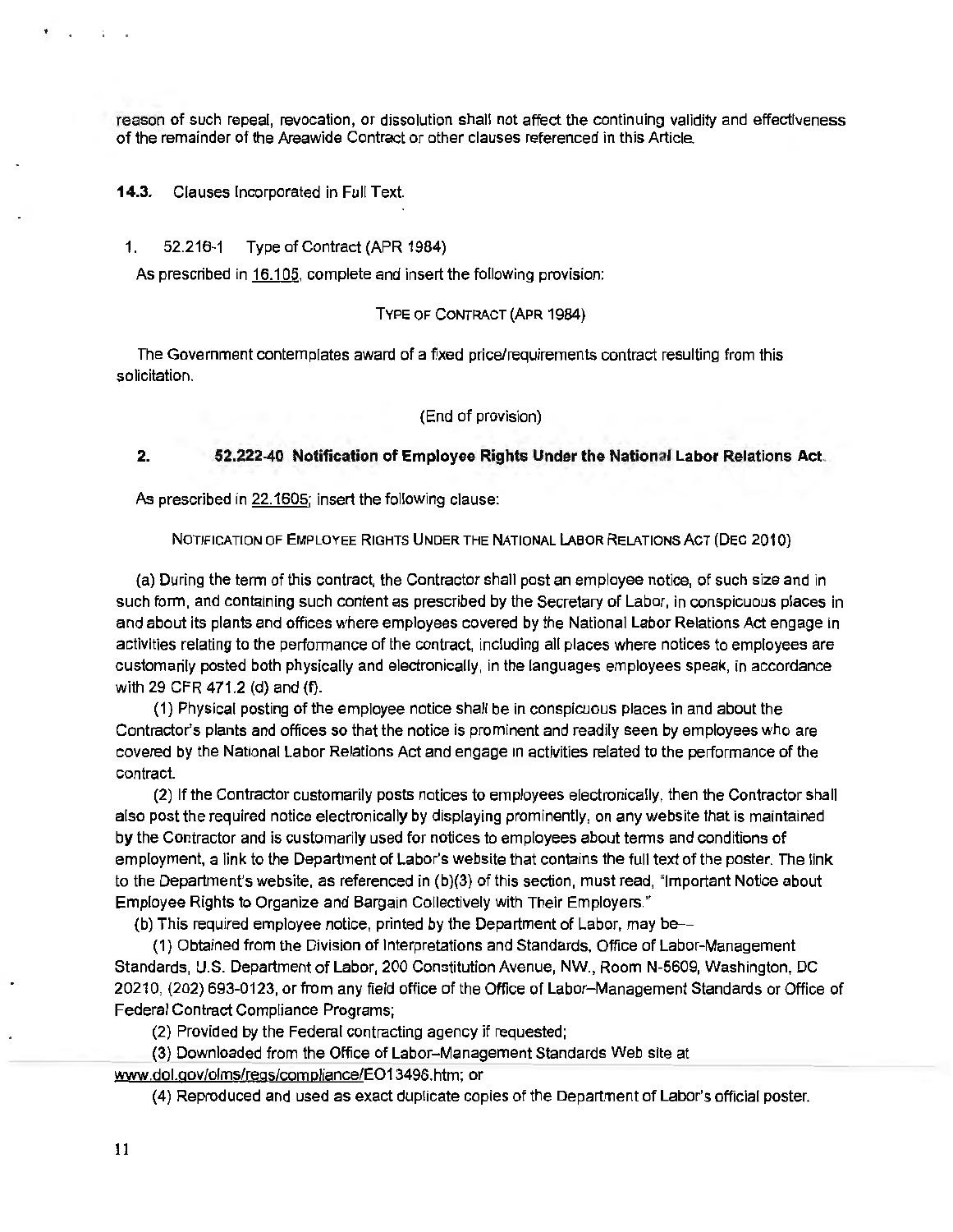reason of such repeal, revocation, or dissolution shall not affect the continuing validity and effectiveness of the remainder of the Areawide Contract or other clauses referenced in this Article.

**14.3.** Clauses Incorporated in Full Text.

1. 52.216-1 Type of Contract (APR 1984)

As prescribed in 16.105, complete and insert the following provision:

TYPE OF CONTRACT (APR 1984)

The Government contemplates award of a fixed price/requirements contract resulting from this solicitation.

(End of provision)

2. **52.222-40 Notification of Employee Rights Under the National Labor Relations Act.**

As prescribed in 22.1605; insert the following clause:

NOTIFICATION OF EMPLOYEE RIGHTS UNDER THE NATIONAL LABOR RELATIONS ACT (DEC 2010)

(a) During the term of this contract, the Contractor shall post an employee notice, of such size and in such form, and containing such content as prescribed by the Secretary of Labor, in conspicuous places in and about its plants and offices where employees covered by the National Labor Relations Act engage in activities relating to the performance of the contract, including all places where notices to employees are customarily posted both physically and electronically, in the languages employees speak, in accordance with 29 CFR 471.2 (d) and (f).

(1) Physical posting of the employee notice shall be in conspicuous places in and about the Contractor's plants and offices so that the notice is prominent and readily seen by employees who are covered by the National Labor Relations Act and engage in activities related to the performance of the contract.

(2) If the Contractor customarily posts notices to employees electronically, then the Contractor shall also post the required notice electronically by displaying prominently, on any website that is maintained by the Contractor and is customarily used for notices to employees about terms and conditions of employment, a link to the Department of Labor's website that contains the full text of the poster. The link to the Department's website, as referenced in (b)(3) of this section, must read, "Important Notice about Employee Rights to Organize and Bargain Collectively with Their Employers."

(b) This required employee notice, printed by the Department of Labor, may be--

(1) Obtained from the Division of Interpretations and Standards, Office of Labor-Management Standards, U.S. Department of Labor, 200 Constitution Avenue, NW., Room N-5609, Washington, DC 20210, (202) 693-0123, or from any field office of the Office of Labor–Management Standards or Office of Federal Contract Compliance Programs;

(2) Provided by the Federal contracting agency if requested;

(3) Downloaded from the Office of Labor–Management Standards Web site at www.dol.gov/olms/regs/compliance/EO13496.htm; or

(4) Reproduced and used as exact duplicate copies of the Department of Labor's official poster.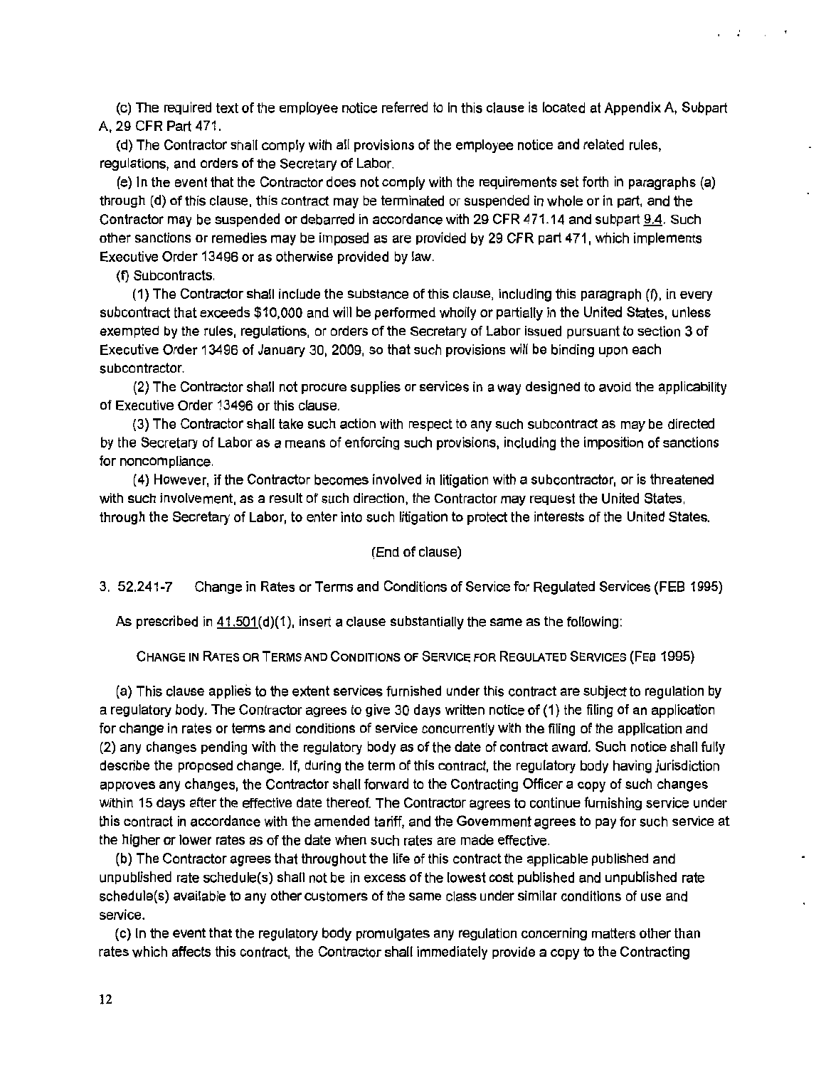(c) The required text of the employee notice referred to in this clause is located at Appendix A, Subpart A, 29 CFR Part 471.

(d) The Contractor shall comply with all provisions of the employee notice and related rules, regulations, and orders of the Secretary of Labor.

(e) In the event that the Contractor does not comply with the requirements set forth in paragraphs (a) through (d) of this clause, this contract may be terminated or suspended in whole or in part, and the Contractor may be suspended or debarred in accordance with 29 CFR 471.14 and subpart 9.4. Such other sanctions or remedies may be imposed as are provided by 29 CFR part 471, which implements Executive Order 13496 or as otherwise provided by law.

(f) Subcontracts.

(1) The Contractor shall include the substance of this clause, including this paragraph (f), in every subcontract that exceeds $10,000 and will be performed wholly or partially in the United States, unless exempted by the rules, regulations, or orders of the Secretary of Labor issued pursuant to section 3 of Executive Order 13496 of January 30, 2009, so that such provisions will be binding upon each subcontractor.

(2) The Contractor shall not procure supplies or services in a way designed to avoid the applicability of Executive Order 13496 or this clause.

(3) The Contractor shall take such action with respect to any such subcontract as may be directed by the Secretary of Labor as a means of enforcing such provisions, including the imposition of sanctions for noncompliance.

(4) However, if the Contractor becomes involved in litigation with a subcontractor, or is threatened with such involvement, as a result of such direction, the Contractor may request the United States, through the Secretary of Labor, to enter into such litigation to protect the interests of the United States.

(End of clause)

3. 52.241-7 Change in Rates or Terms and Conditions of Service for Regulated Services (FEB 1995)

As prescribed in 41.501(d)(1), insert a clause substantially the same as the following:

CHANGE IN RATES OR TERMS AND CONDITIONS OF SERVICE FOR REGULATED SERVICES (FEB 1995)

(a) This clause applies to the extent services furnished under this contract are subject to regulation by a regulatory body. The Contractor agrees to give 30 days written notice of (1) the filing of an application for change in rates or terms and conditions of service concurrently with the filing of the application and (2) any changes pending with the regulatory body as of the date of contract award. Such notice shall fully describe the proposed change. If, during the term of this contract, the regulatory body having jurisdiction approves any changes, the Contractor shall forward to the Contracting Officer a copy of such changes within 15 days after the effective date thereof. The Contractor agrees to continue furnishing service under this contract in accordance with the amended tariff, and the Government agrees to pay for such service at the higher or lower rates as of the date when such rates are made effective.

(b) The Contractor agrees that throughout the life of this contract the applicable published and unpublished rate schedule(s) shall not be in excess of the lowest cost published and unpublished rate schedule(s) available to any other customers of the same class under similar conditions of use and service.

(c) In the event that the regulatory body promulgates any regulation concerning matters other than rates which affects this contract, the Contractor shall immediately provide a copy to the Contracting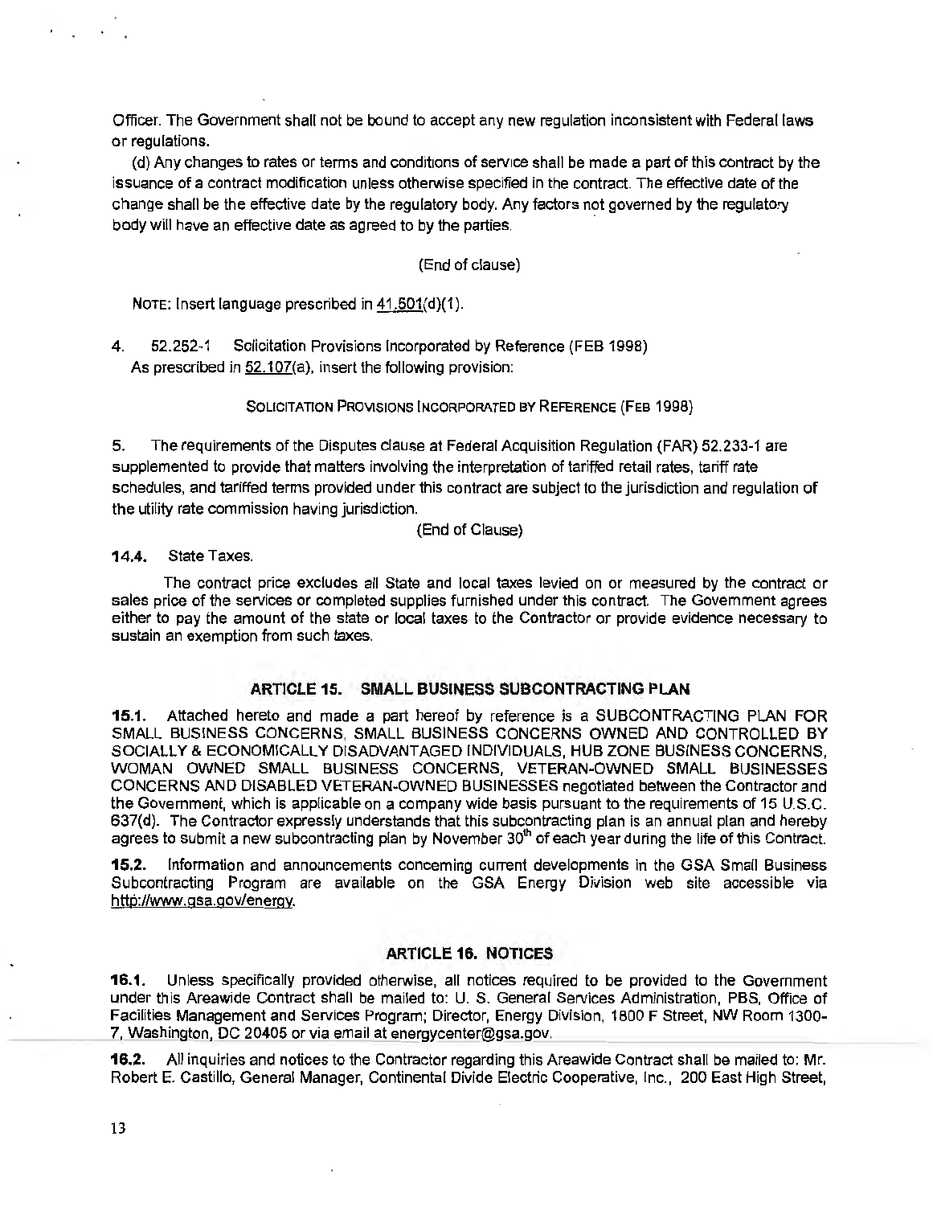Officer. The Government shall not be bound to accept any new regulation inconsistent with Federal laws or regulations.

(d) Any changes to rates or terms and conditions of service shall be made a part of this contract by the issuance of a contract modification unless otherwise specified in the contract. The effective date of the change shall be the effective date by the regulatory body. Any factors not governed by the regulatory body will have an effective date as agreed to by the parties.

(End of clause)

NOTE: Insert language prescribed in 41.501(d)(1).

4. 52.252-1 Solicitation Provisions Incorporated by Reference (FEB 1998)
As prescribed in 52.107(a), insert the following provision:

SOLICITATION PROVISIONS INCORPORATED BY REFERENCE (FEB 1998)

5. The requirements of the Disputes clause at Federal Acquisition Regulation (FAR) 52.233-1 are supplemented to provide that matters involving the interpretation of tariffed retail rates, tariff rate schedules, and tariffed terms provided under this contract are subject to the jurisdiction and regulation of the utility rate commission having jurisdiction.

(End of Clause)

**14.4.** State Taxes.

The contract price excludes all State and local taxes levied on or measured by the contract or sales price of the services or completed supplies furnished under this contract. The Government agrees either to pay the amount of the state or local taxes to the Contractor or provide evidence necessary to sustain an exemption from such taxes.

## ARTICLE 15. SMALL BUSINESS SUBCONTRACTING PLAN

**15.1.** Attached hereto and made a part hereof by reference is a SUBCONTRACTING PLAN FOR SMALL BUSINESS CONCERNS, SMALL BUSINESS CONCERNS OWNED AND CONTROLLED BY SOCIALLY & ECONOMICALLY DISADVANTAGED INDIVIDUALS, HUB ZONE BUSINESS CONCERNS, WOMAN OWNED SMALL BUSINESS CONCERNS, VETERAN-OWNED SMALL BUSINESSES CONCERNS AND DISABLED VETERAN-OWNED BUSINESSES negotiated between the Contractor and the Government, which is applicable on a company wide basis pursuant to the requirements of 15 U.S.C. 637(d). The Contractor expressly understands that this subcontracting plan is an annual plan and hereby agrees to submit a new subcontracting plan by November 30th of each year during the life of this Contract.

**15.2.** Information and announcements concerning current developments in the GSA Small Business Subcontracting Program are available on the GSA Energy Division web site accessible via http://www.gsa.gov/energy.

## ARTICLE 16. NOTICES

**16.1.** Unless specifically provided otherwise, all notices required to be provided to the Government under this Areawide Contract shall be mailed to: U. S. General Services Administration, PBS, Office of Facilities Management and Services Program; Director, Energy Division, 1800 F Street, NW Room 1300-7, Washington, DC 20405 or via email at energycenter@gsa.gov.

**16.2.** All inquiries and notices to the Contractor regarding this Areawide Contract shall be mailed to: Mr. Robert E. Castillo, General Manager, Continental Divide Electric Cooperative, Inc., 200 East High Street,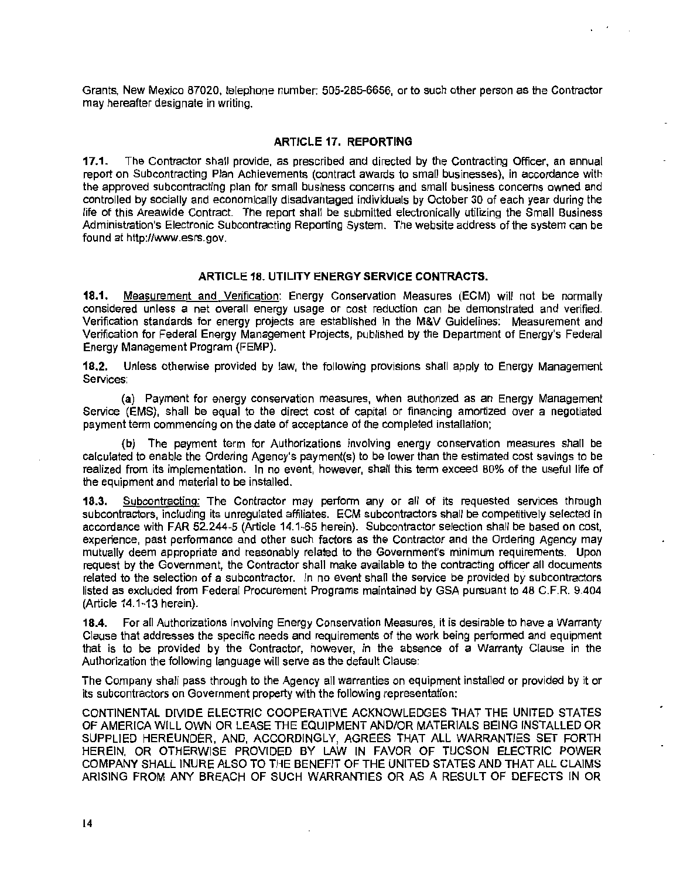Grants, New Mexico 87020, telephone number: 505-285-6656, or to such other person as the Contractor may hereafter designate in writing.

### ARTICLE 17. REPORTING

**17.1.** The Contractor shall provide, as prescribed and directed by the Contracting Officer, an annual report on Subcontracting Plan Achievements (contract awards to small businesses), in accordance with the approved subcontracting plan for small business concerns and small business concerns owned and controlled by socially and economically disadvantaged individuals by October 30 of each year during the life of this Areawide Contract. The report shall be submitted electronically utilizing the Small Business Administration's Electronic Subcontracting Reporting System. The website address of the system can be found at http://www.esrs.gov.

### ARTICLE 18. UTILITY ENERGY SERVICE CONTRACTS.

**18.1.** Measurement and Verification: Energy Conservation Measures (ECM) will not be normally considered unless a net overall energy usage or cost reduction can be demonstrated and verified. Verification standards for energy projects are established in the M&V Guidelines: Measurement and Verification for Federal Energy Management Projects, published by the Department of Energy's Federal Energy Management Program (FEMP).

**18.2.** Unless otherwise provided by law, the following provisions shall apply to Energy Management Services:

(a) Payment for energy conservation measures, when authorized as an Energy Management Service (EMS), shall be equal to the direct cost of capital or financing amortized over a negotiated payment term commencing on the date of acceptance of the completed installation;

(b) The payment term for Authorizations involving energy conservation measures shall be calculated to enable the Ordering Agency's payment(s) to be lower than the estimated cost savings to be realized from its implementation. In no event, however, shall this term exceed 80% of the useful life of the equipment and material to be installed.

**18.3.** Subcontracting: The Contractor may perform any or all of its requested services through subcontractors, including its unregulated affiliates. ECM subcontractors shall be competitively selected in accordance with FAR 52.244-5 (Article 14.1-65 herein). Subcontractor selection shall be based on cost, experience, past performance and other such factors as the Contractor and the Ordering Agency may mutually deem appropriate and reasonably related to the Government's minimum requirements. Upon request by the Government, the Contractor shall make available to the contracting officer all documents related to the selection of a subcontractor. In no event shall the service be provided by subcontractors listed as excluded from Federal Procurement Programs maintained by GSA pursuant to 48 C.F.R. 9.404 (Article 14.1-13 herein).

**18.4.** For all Authorizations involving Energy Conservation Measures, it is desirable to have a Warranty Clause that addresses the specific needs and requirements of the work being performed and equipment that is to be provided by the Contractor, however, in the absence of a Warranty Clause in the Authorization the following language will serve as the default Clause:

The Company shall pass through to the Agency all warranties on equipment installed or provided by it or its subcontractors on Government property with the following representation:

CONTINENTAL DIVIDE ELECTRIC COOPERATIVE ACKNOWLEDGES THAT THE UNITED STATES OF AMERICA WILL OWN OR LEASE THE EQUIPMENT AND/OR MATERIALS BEING INSTALLED OR SUPPLIED HEREUNDER, AND, ACCORDINGLY, AGREES THAT ALL WARRANTIES SET FORTH HEREIN, OR OTHERWISE PROVIDED BY LAW IN FAVOR OF TUCSON ELECTRIC POWER COMPANY SHALL INURE ALSO TO THE BENEFIT OF THE UNITED STATES AND THAT ALL CLAIMS ARISING FROM ANY BREACH OF SUCH WARRANTIES OR AS A RESULT OF DEFECTS IN OR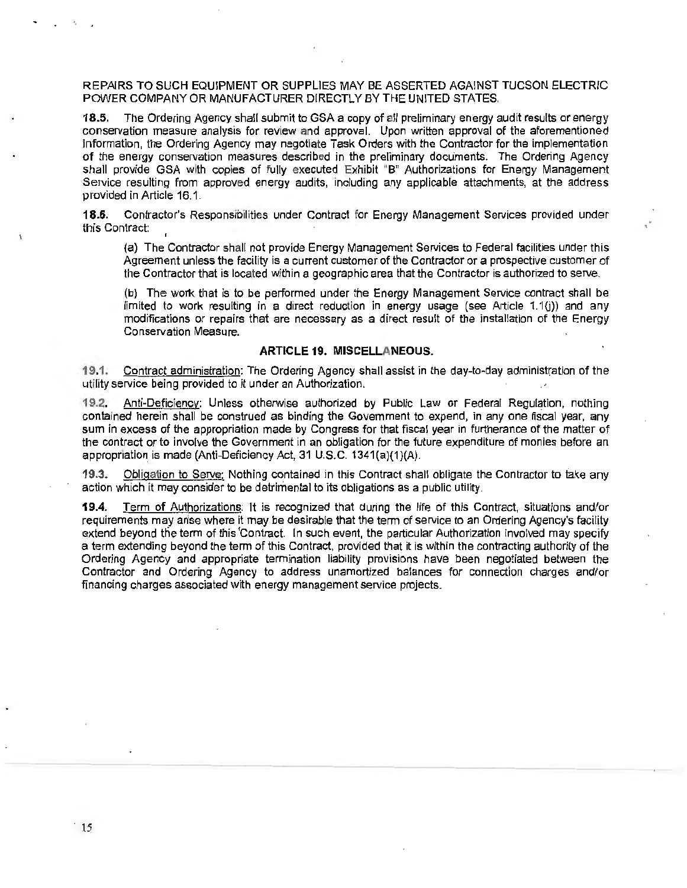REPAIRS TO SUCH EQUIPMENT OR SUPPLIES MAY BE ASSERTED AGAINST TUCSON ELECTRIC POWER COMPANY OR MANUFACTURER DIRECTLY BY THE UNITED STATES.

**18.5.** The Ordering Agency shall submit to GSA a copy of all preliminary energy audit results or energy conservation measure analysis for review and approval. Upon written approval of the aforementioned information, the Ordering Agency may negotiate Task Orders with the Contractor for the implementation of the energy conservation measures described in the preliminary documents. The Ordering Agency shall provide GSA with copies of fully executed Exhibit "B" Authorizations for Energy Management Service resulting from approved energy audits, including any applicable attachments, at the address provided in Article 16.1.

**18.6.** Contractor's Responsibilities under Contract for Energy Management Services provided under this Contract:

(a) The Contractor shall not provide Energy Management Services to Federal facilities under this Agreement unless the facility is a current customer of the Contractor or a prospective customer of the Contractor that is located within a geographic area that the Contractor is authorized to serve.

(b) The work that is to be performed under the Energy Management Service contract shall be limited to work resulting in a direct reduction in energy usage (see Article 1.1(j)) and any modifications or repairs that are necessary as a direct result of the installation of the Energy Conservation Measure.

## ARTICLE 19. MISCELLANEOUS.

**19.1.** Contract administration: The Ordering Agency shall assist in the day-to-day administration of the utility service being provided to it under an Authorization.

**19.2.** Anti-Deficiency: Unless otherwise authorized by Public Law or Federal Regulation, nothing contained herein shall be construed as binding the Government to expend, in any one fiscal year, any sum in excess of the appropriation made by Congress for that fiscal year in furtherance of the matter of the contract or to involve the Government in an obligation for the future expenditure of monies before an appropriation is made (Anti-Deficiency Act, 31 U.S.C. 1341(a)(1)(A).

**19.3.** Obligation to Serve: Nothing contained in this Contract shall obligate the Contractor to take any action which it may consider to be detrimental to its obligations as a public utility.

**19.4.** Term of Authorizations: It is recognized that during the life of this Contract, situations and/or requirements may arise where it may be desirable that the term of service to an Ordering Agency's facility extend beyond the term of this Contract. In such event, the particular Authorization involved may specify a term extending beyond the term of this Contract, provided that it is within the contracting authority of the Ordering Agency and appropriate termination liability provisions have been negotiated between the Contractor and Ordering Agency to address unamortized balances for connection charges and/or financing charges associated with energy management service projects.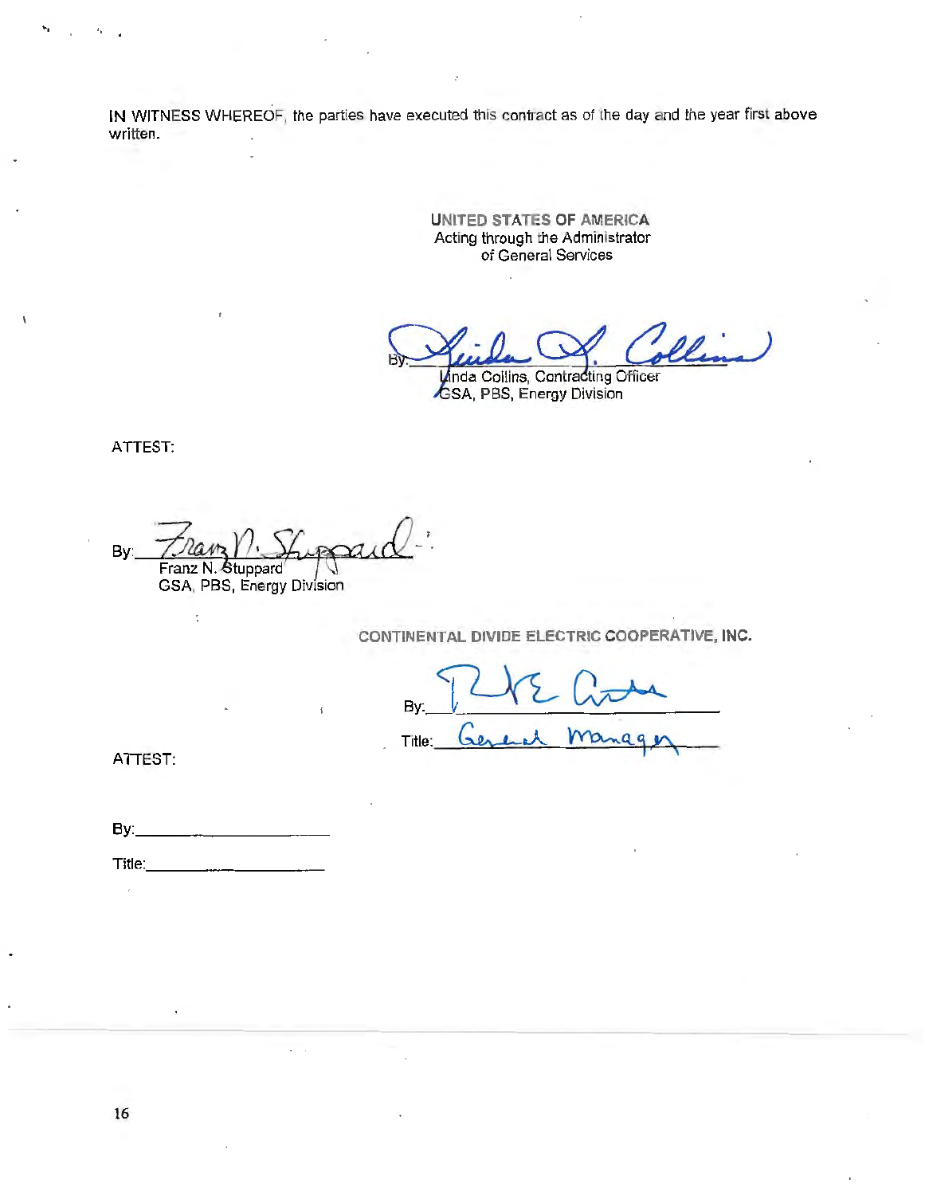IN WITNESS WHEREOF, the parties have executed this contract as of the day and the year first above written.

UNITED STATES OF AMERICA
Acting through the Administrator
of General Services

By: Linda A. Collins
Linda Collins, Contracting Officer
GSA, PBS, Energy Division

ATTEST:

By: Franz N. Stuppard
Franz N. Stuppard
GSA, PBS, Energy Division

CONTINENTAL DIVIDE ELECTRIC COOPERATIVE, INC.

By: ____________________

Title: General Manager

ATTEST:

By: ____________________

Title: ____________________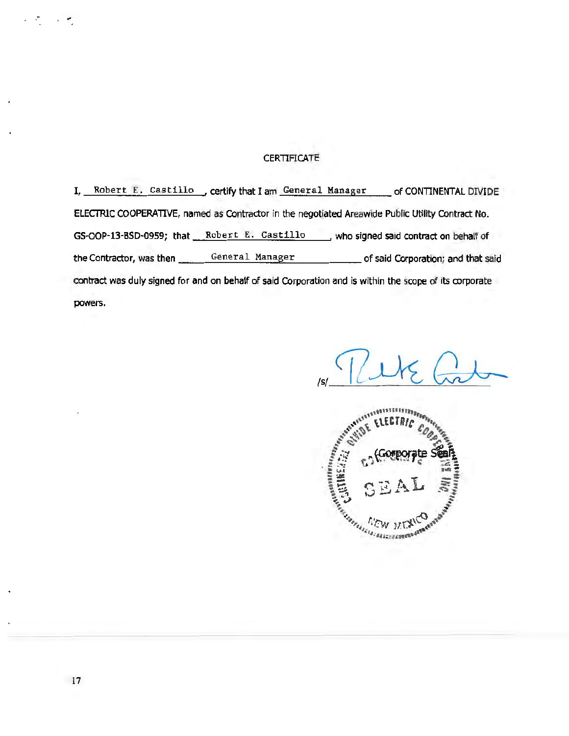# CERTIFICATE

I, Robert E. Castillo, certify that I am General Manager of CONTINENTAL DIVIDE ELECTRIC COOPERATIVE, named as Contractor in the negotiated Areawide Public Utility Contract No. GS-OOP-13-BSD-0959; that Robert E. Castillo, who signed said contract on behalf of the Contractor, was then General Manager of said Corporation; and that said contract was duly signed for and on behalf of said Corporation and is within the scope of its corporate powers.

/s/ ____________________

(Corporate Seal)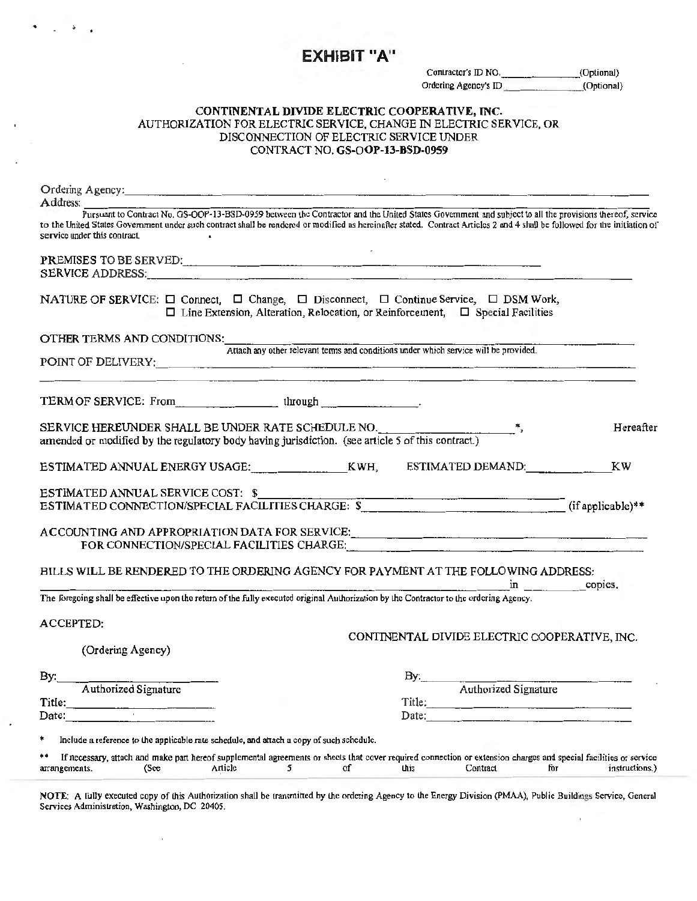# EXHIBIT "A"

Contractor's ID NO.______________(Optional)
Ordering Agency's ID ______________(Optional)

**CONTINENTAL DIVIDE ELECTRIC COOPERATIVE, INC.**
AUTHORIZATION FOR ELECTRIC SERVICE, CHANGE IN ELECTRIC SERVICE, OR DISCONNECTION OF ELECTRIC SERVICE UNDER
CONTRACT NO. **GS-OOP-13-BSD-0959**

Ordering Agency:______________________________________________________________

Address:______________________________________________________________

Pursuant to Contract No. GS-OOP-13-BSD-0959 between the Contractor and the United States Government and subject to all the provisions thereof, service to the United States Government under such contract shall be rendered or modified as hereinafter stated. Contract Articles 2 and 4 shall be followed for the initiation of service under this contract.

PREMISES TO BE SERVED:______________________________________________________________

SERVICE ADDRESS:______________________________________________________________

NATURE OF SERVICE: ☐ Connect, ☐ Change, ☐ Disconnect, ☐ Continue Service, ☐ DSM Work,
☐ Line Extension, Alteration, Relocation, or Reinforcement, ☐ Special Facilities

OTHER TERMS AND CONDITIONS:______________________________________________________________
Attach any other relevant terms and conditions under which service will be provided.

POINT OF DELIVERY:______________________________________________________________

TERM OF SERVICE: From________________ through ________________.

SERVICE HEREUNDER SHALL BE UNDER RATE SCHEDULE NO.____________________*, Hereafter amended or modified by the regulatory body having jurisdiction. (see article 5 of this contract.)

ESTIMATED ANNUAL ENERGY USAGE:______________KWH, ESTIMATED DEMAND:______________KW

ESTIMATED ANNUAL SERVICE COST: $______________________________
ESTIMATED CONNECTION/SPECIAL FACILITIES CHARGE: $______________________________ (if applicable)**

ACCOUNTING AND APPROPRIATION DATA FOR SERVICE:______________________________
FOR CONNECTION/SPECIAL FACILITIES CHARGE:______________________________

BILLS WILL BE RENDERED TO THE ORDERING AGENCY FOR PAYMENT AT THE FOLLOWING ADDRESS:
______________________________________________________________ in __________ copies.

The foregoing shall be effective upon the return of the fully executed original Authorization by the Contractor to the ordering Agency.

ACCEPTED:

(Ordering Agency)

By:______________________
Authorized Signature
Title:______________________
Date:______________________

CONTINENTAL DIVIDE ELECTRIC COOPERATIVE, INC.

By:______________________
Authorized Signature
Title:______________________
Date:______________________

\* Include a reference to the applicable rate schedule, and attach a copy of such schedule.

\*\* If necessary, attach and make part hereof supplemental agreements or sheets that cover required connection or extension charges and special facilities or service arrangements. (See Article 5 of this Contract for instructions.)

NOTE: A fully executed copy of this Authorization shall be transmitted by the ordering Agency to the Energy Division (PMAA), Public Buildings Service, General Services Administration, Washington, DC 20405.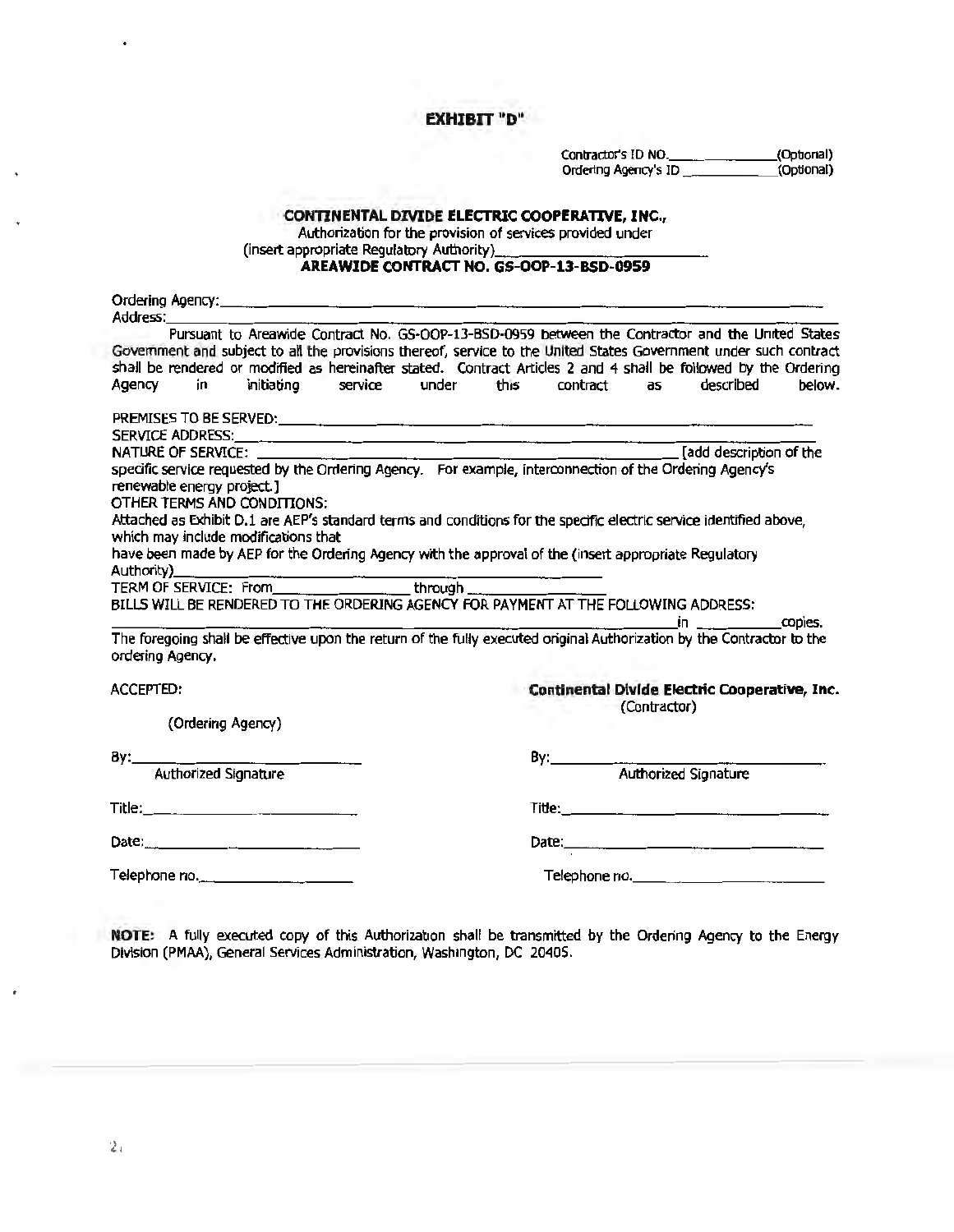# EXHIBIT "D"

Contractor's ID NO.______________(Optional)
Ordering Agency's ID ___________(Optional)

**CONTINENTAL DIVIDE ELECTRIC COOPERATIVE, INC.,**
Authorization for the provision of services provided under
(insert appropriate Regulatory Authority)________________________
**AREAWIDE CONTRACT NO. GS-OOP-13-BSD-0959**

Ordering Agency:_______________________________________________________________
Address:_______________________________________________________________________

Pursuant to Areawide Contract No. GS-OOP-13-BSD-0959 between the Contractor and the United States Government and subject to all the provisions thereof, service to the United States Government under such contract shall be rendered or modified as hereinafter stated. Contract Articles 2 and 4 shall be followed by the Ordering Agency in initiating service under this contract as described below.

PREMISES TO BE SERVED:_________________________________________________________
SERVICE ADDRESS:______________________________________________________________
NATURE OF SERVICE: ____________________________________________ [add description of the specific service requested by the Ordering Agency. For example, interconnection of the Ordering Agency's renewable energy project.]
OTHER TERMS AND CONDITIONS:
Attached as Exhibit D.1 are AEP's standard terms and conditions for the specific electric service identified above, which may include modifications that
have been made by AEP for the Ordering Agency with the approval of the (insert appropriate Regulatory Authority)_____________________________________________
TERM OF SERVICE: From________________ through ________________
BILLS WILL BE RENDERED TO THE ORDERING AGENCY FOR PAYMENT AT THE FOLLOWING ADDRESS:
______________________________________________________________ in __________copies.
The foregoing shall be effective upon the return of the fully executed original Authorization by the Contractor to the ordering Agency.

ACCEPTED:

(Ordering Agency)

By:____________________________
Authorized Signature

Title:__________________________

Date:__________________________

Telephone no.___________________

**Continental Divide Electric Cooperative, Inc.**
(Contractor)

By:____________________________
Authorized Signature

Title:__________________________

Date:__________________________

Telephone no.___________________

**NOTE:** A fully executed copy of this Authorization shall be transmitted by the Ordering Agency to the Energy Division (PMAA), General Services Administration, Washington, DC 20405.